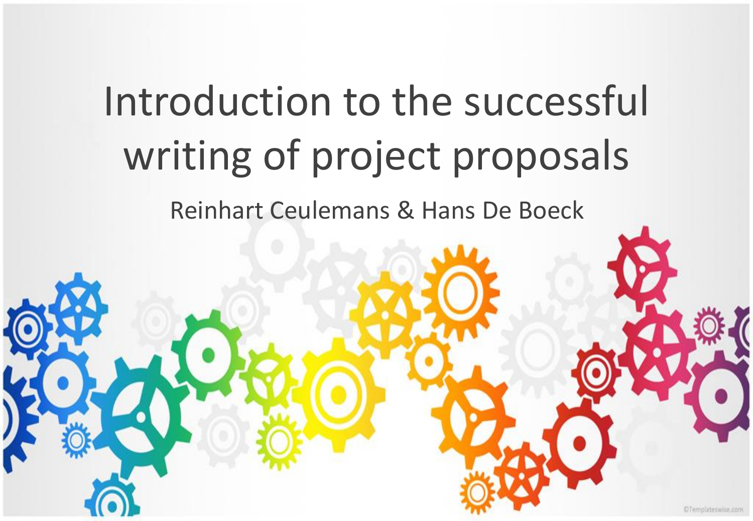# Introduction to the successful writing of project proposals

Reinhart Ceulemans & Hans De Boeck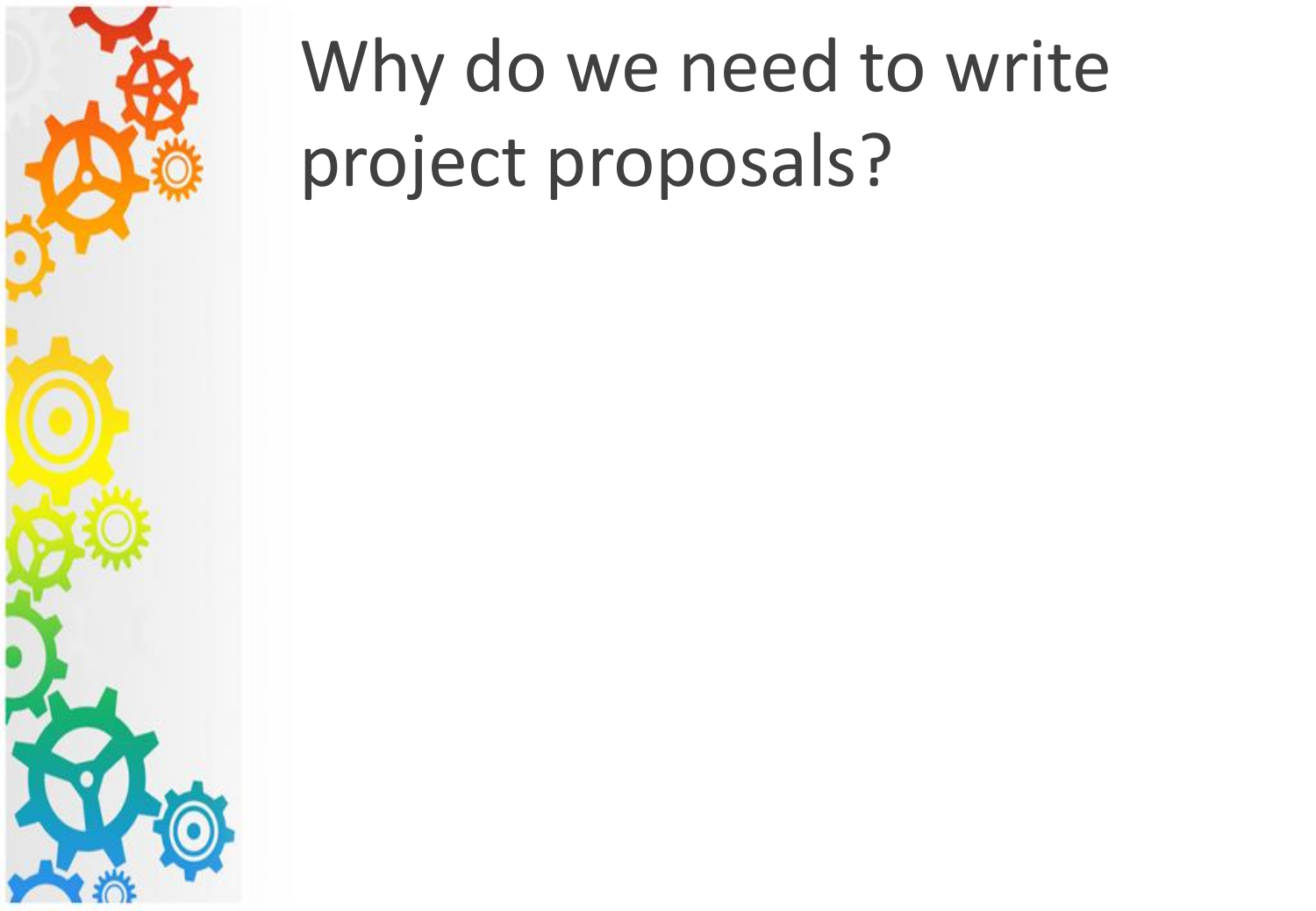# Why do we need to write project proposals?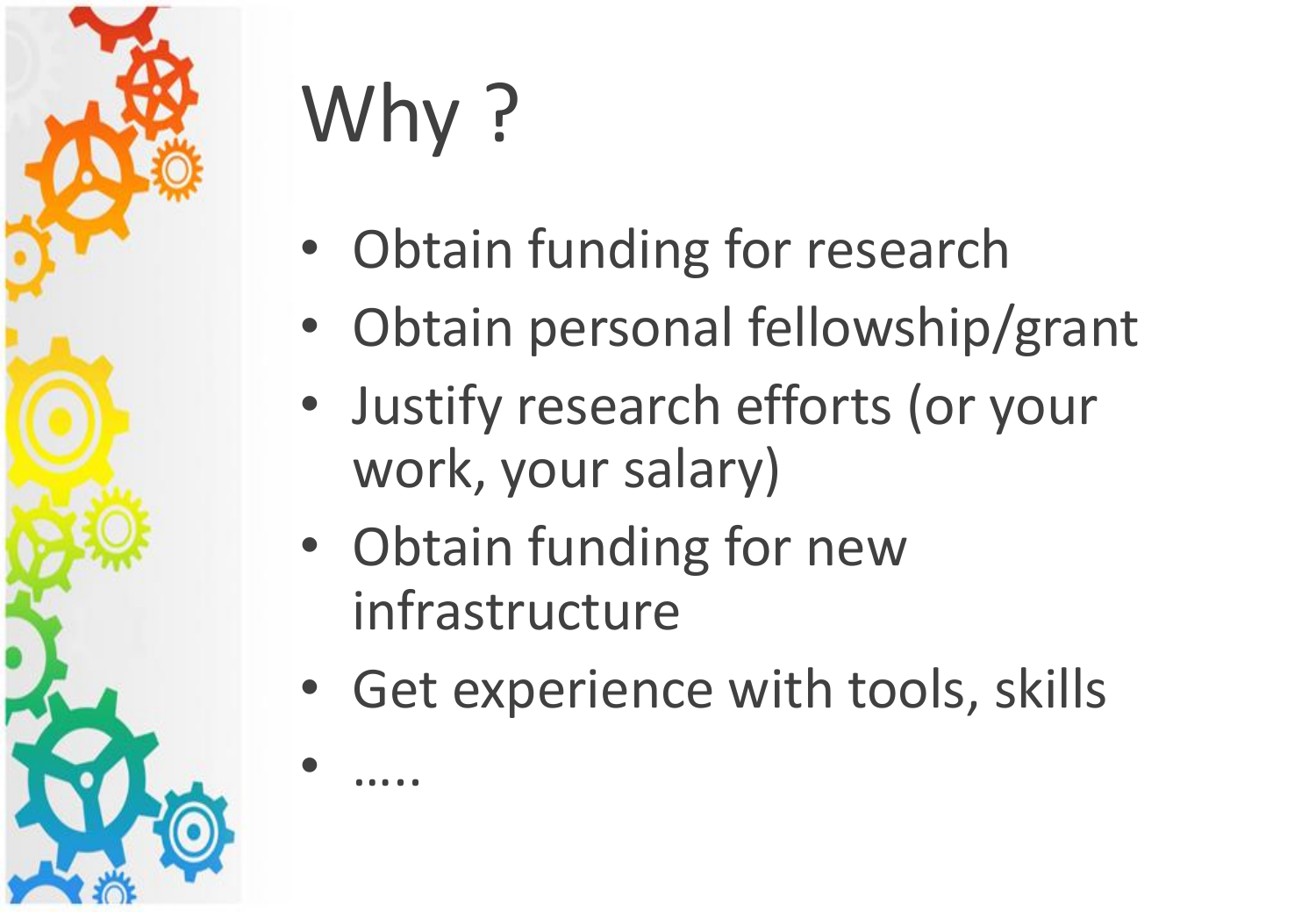# Why ?

- Obtain funding for research
- Obtain personal fellowship/grant
- Justify research efforts (or your work, your salary)
- Obtain funding for new infrastructure
- Get experience with tools, skills
- …..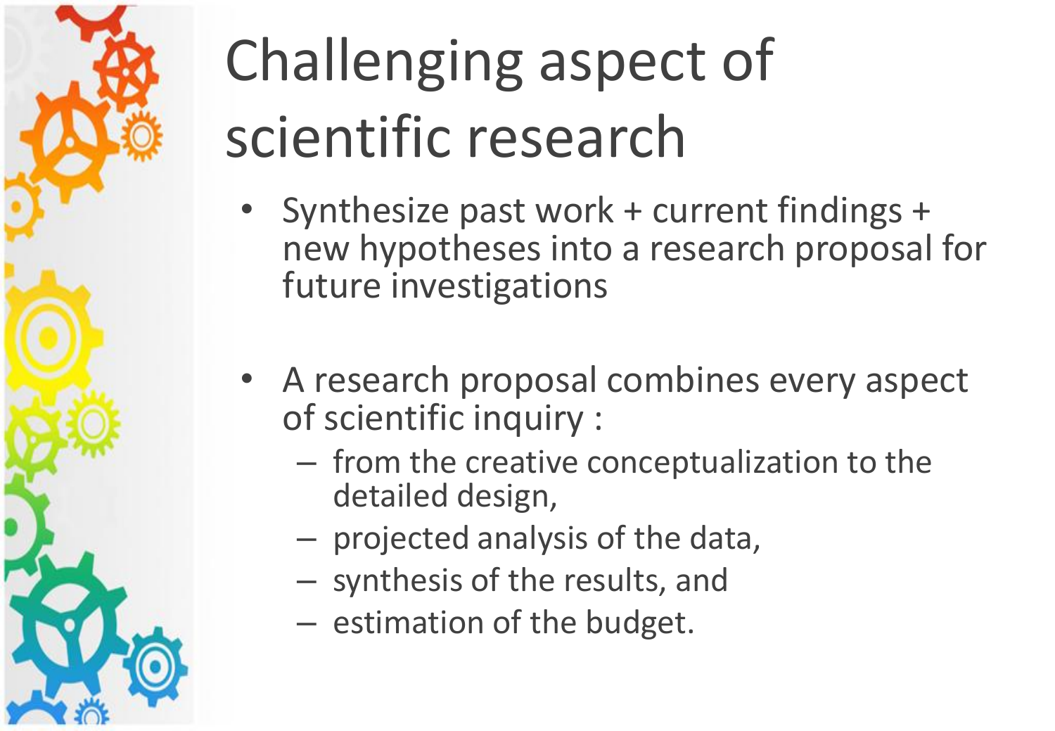# Challenging aspect of scientific research

- Synthesize past work + current findings + new hypotheses into a research proposal for future investigations

- A research proposal combines every aspect of scientific inquiry :
  - from the creative conceptualization to the detailed design,
  - projected analysis of the data,
  - synthesis of the results, and
  - estimation of the budget.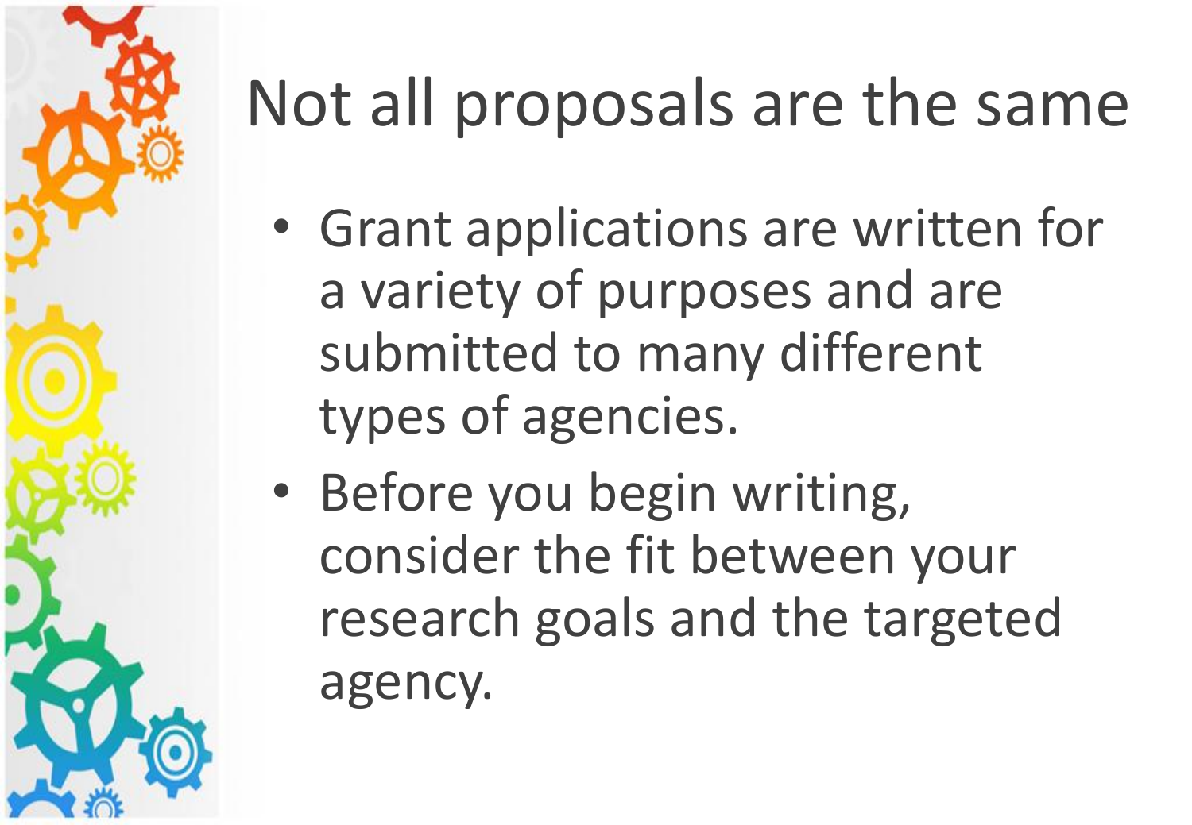# Not all proposals are the same

- Grant applications are written for a variety of purposes and are submitted to many different types of agencies.
- Before you begin writing, consider the fit between your research goals and the targeted agency.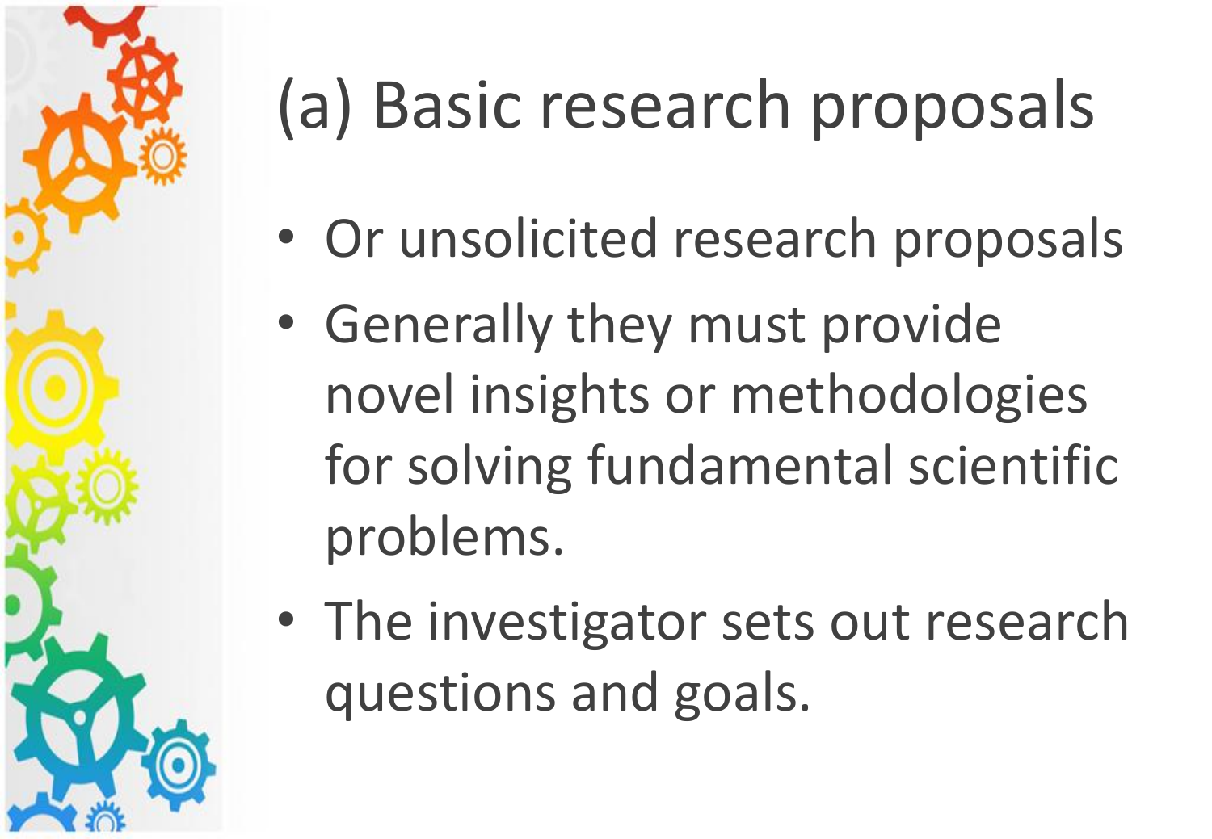# (a) Basic research proposals

- Or unsolicited research proposals
- Generally they must provide novel insights or methodologies for solving fundamental scientific problems.
- The investigator sets out research questions and goals.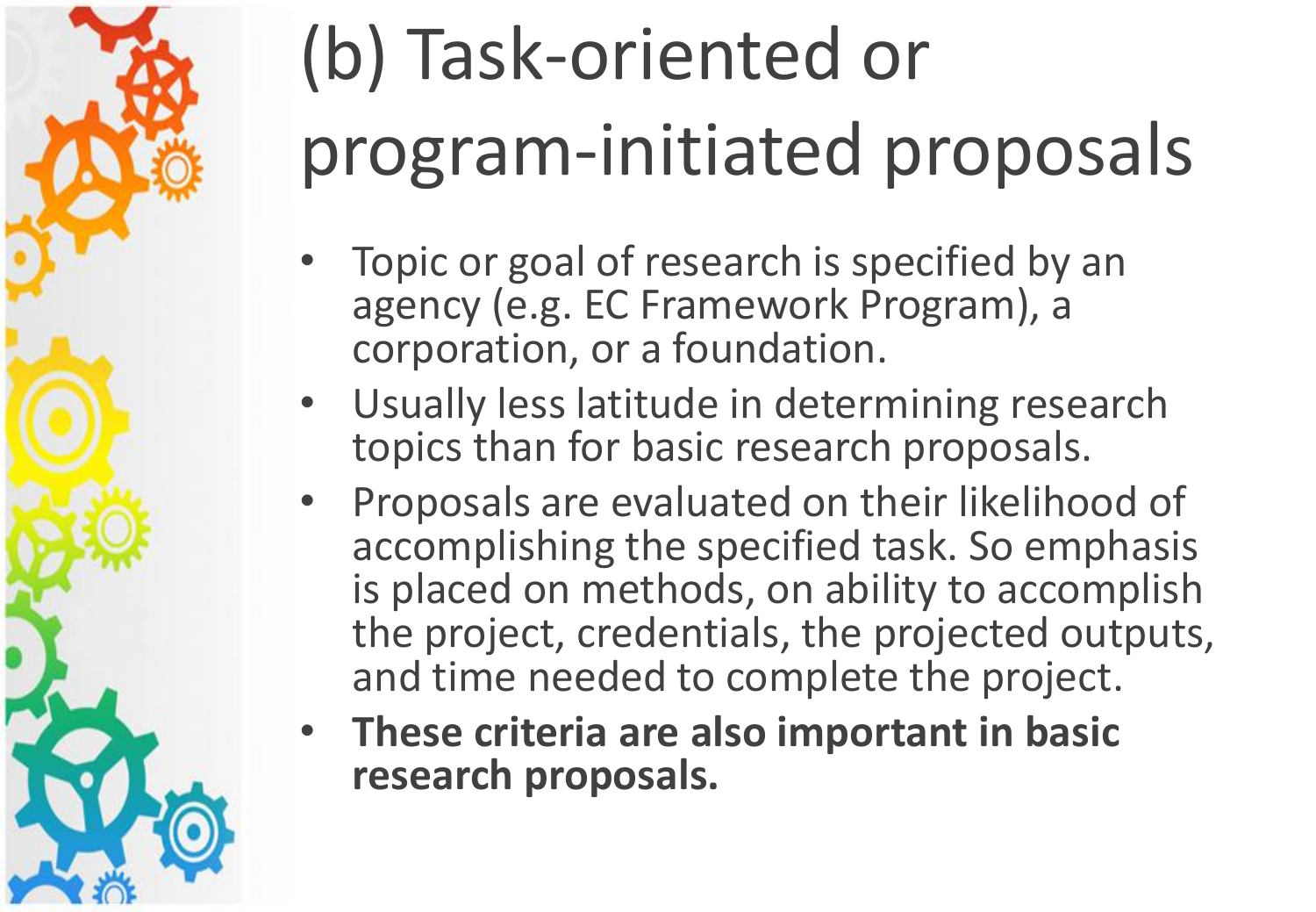# (b) Task-oriented or program-initiated proposals

- Topic or goal of research is specified by an agency (e.g. EC Framework Program), a corporation, or a foundation.
- Usually less latitude in determining research topics than for basic research proposals.
- Proposals are evaluated on their likelihood of accomplishing the specified task. So emphasis is placed on methods, on ability to accomplish the project, credentials, the projected outputs, and time needed to complete the project.
- **These criteria are also important in basic research proposals.**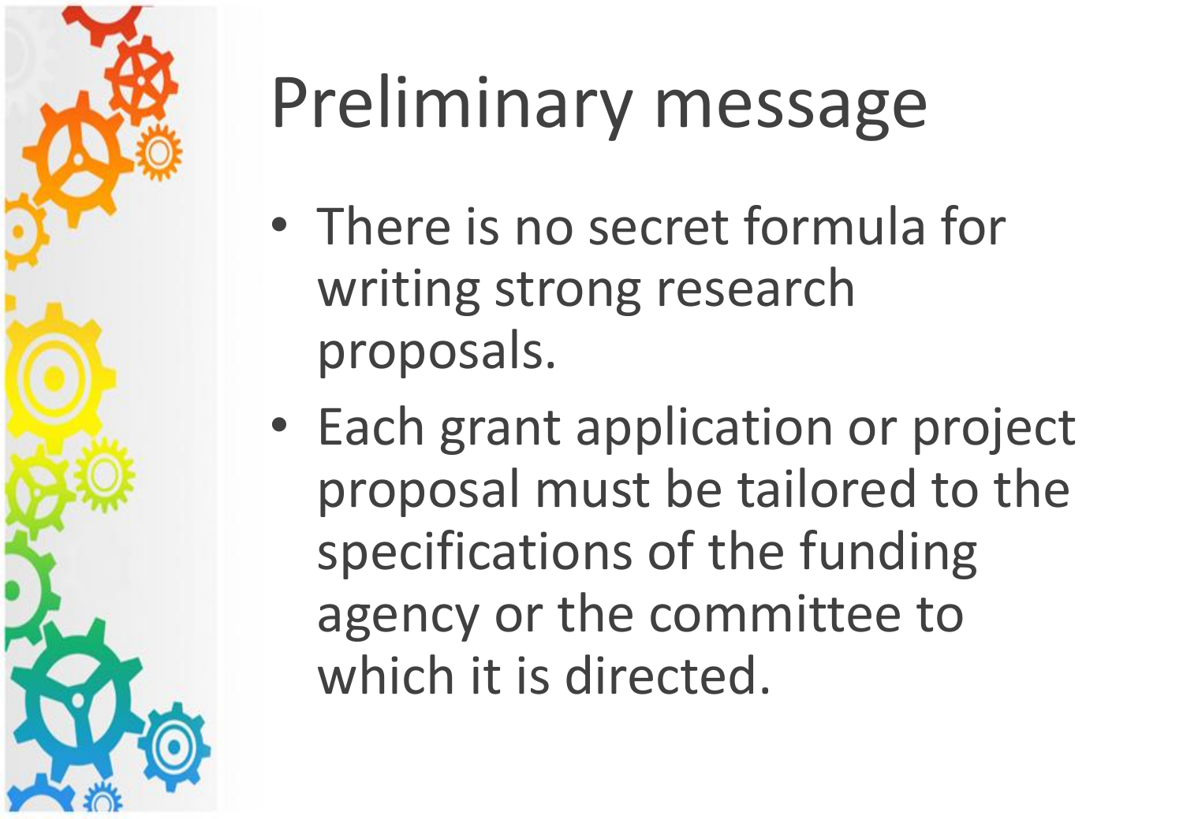# Preliminary message

- There is no secret formula for writing strong research proposals.
- Each grant application or project proposal must be tailored to the specifications of the funding agency or the committee to which it is directed.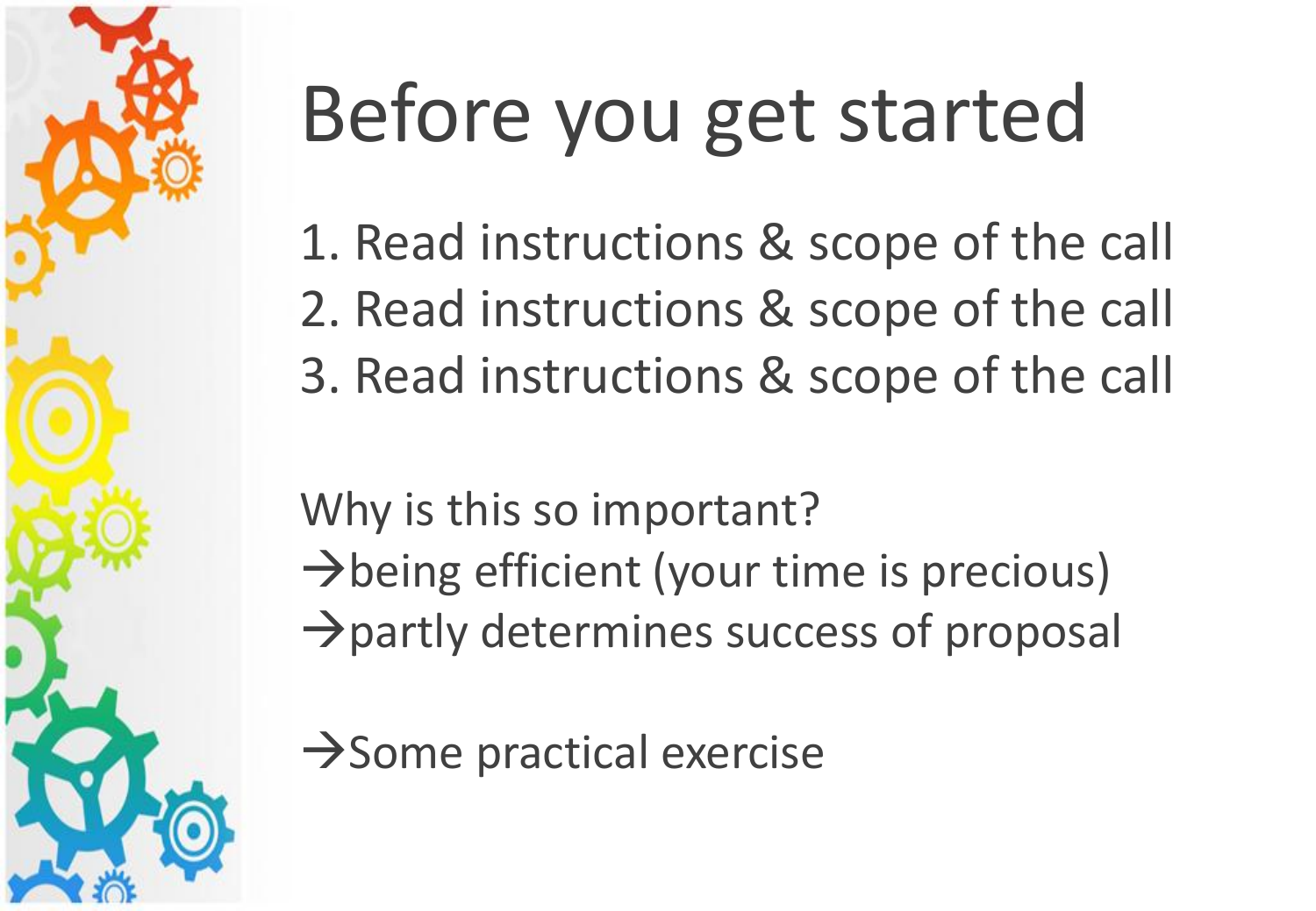# Before you get started

1. Read instructions & scope of the call
2. Read instructions & scope of the call
3. Read instructions & scope of the call

Why is this so important?
→being efficient (your time is precious)
→partly determines success of proposal

→Some practical exercise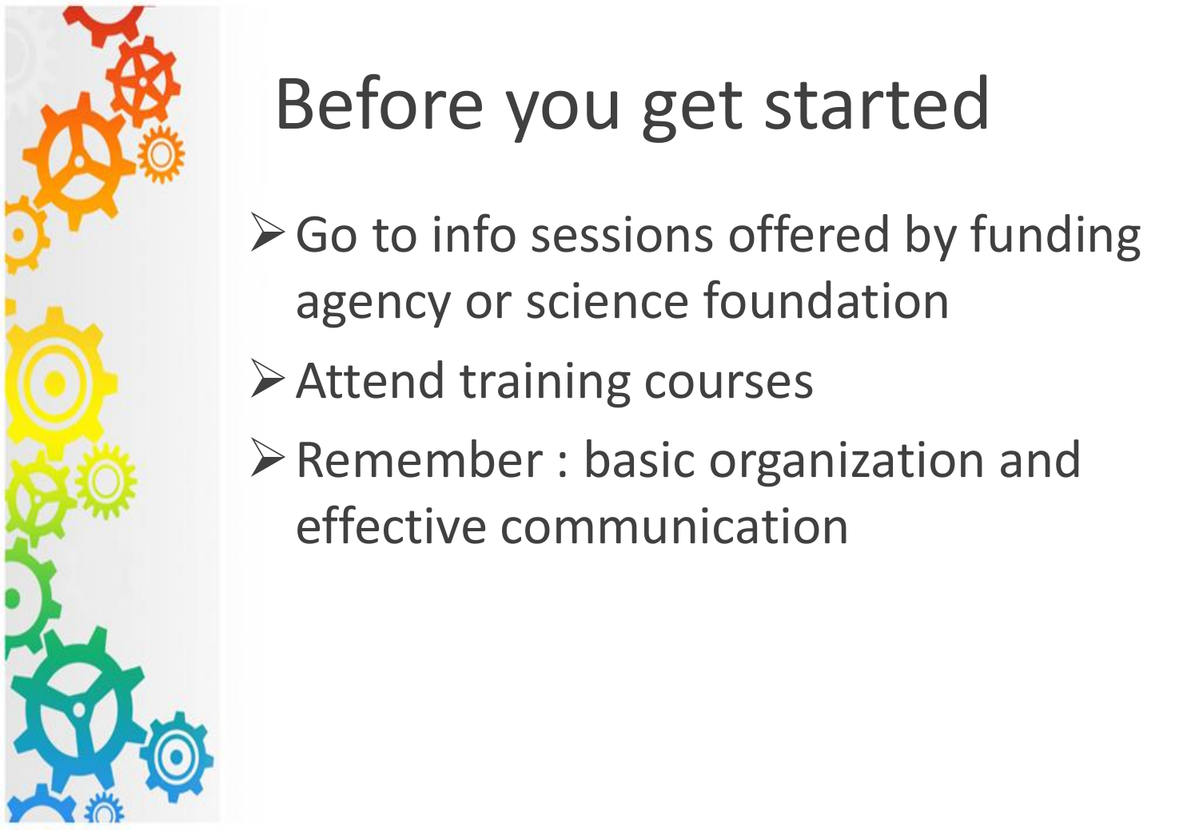# Before you get started

- Go to info sessions offered by funding agency or science foundation
- Attend training courses
- Remember : basic organization and effective communication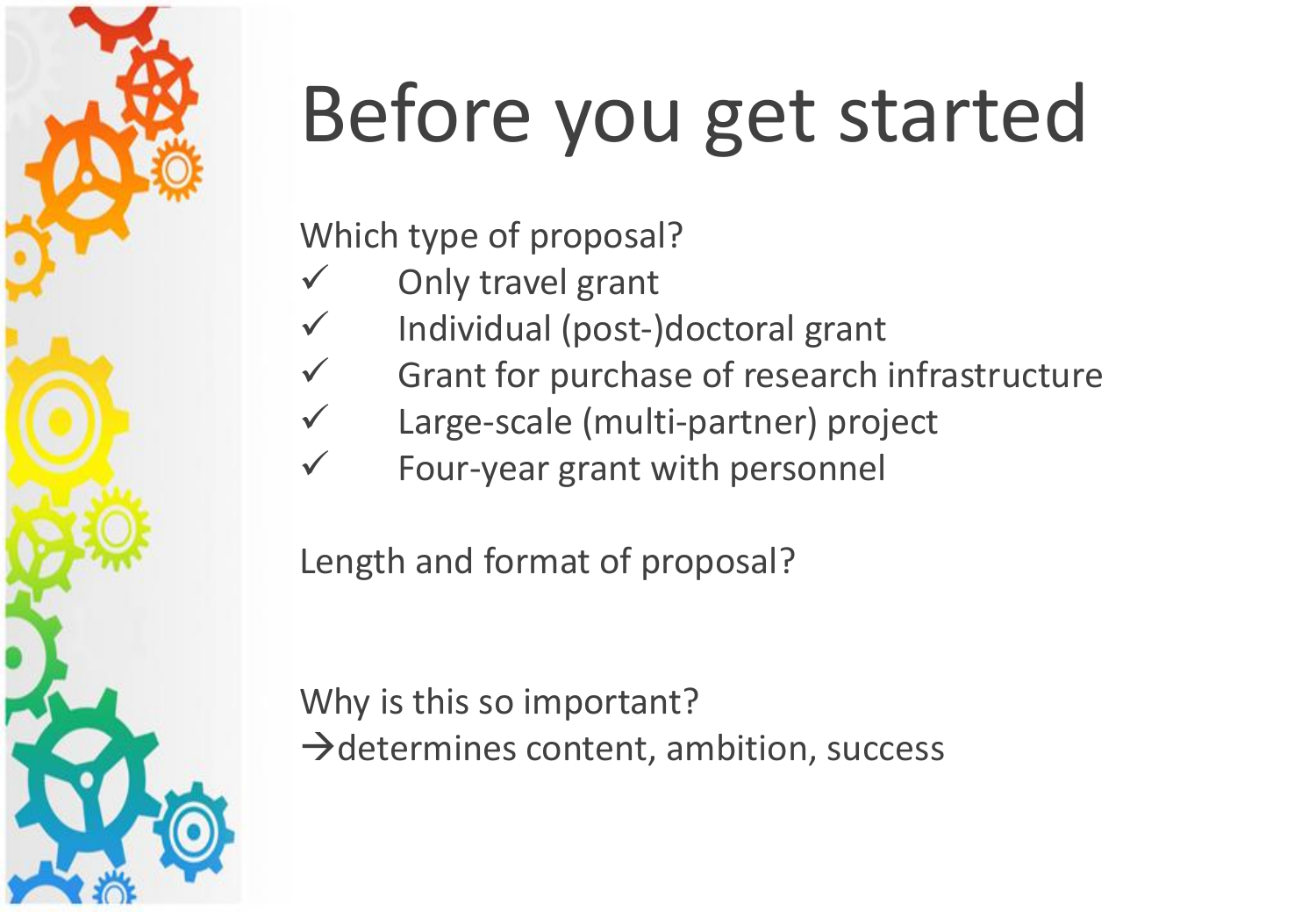# Before you get started

Which type of proposal?

- ✓ Only travel grant
- ✓ Individual (post-)doctoral grant
- ✓ Grant for purchase of research infrastructure
- ✓ Large-scale (multi-partner) project
- ✓ Four-year grant with personnel

Length and format of proposal?

Why is this so important?
→determines content, ambition, success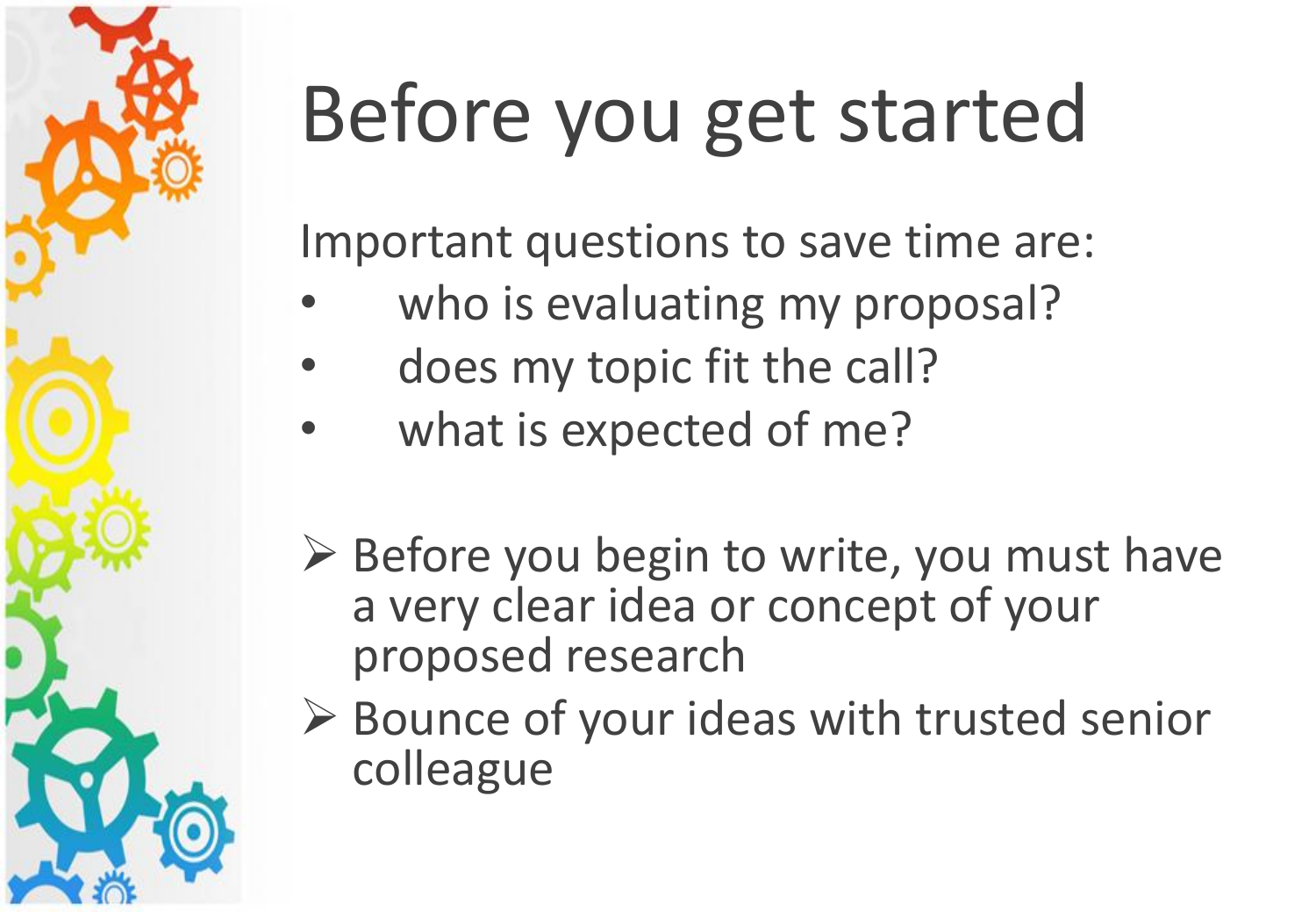# Before you get started

Important questions to save time are:

- who is evaluating my proposal?
- does my topic fit the call?
- what is expected of me?

- Before you begin to write, you must have a very clear idea or concept of your proposed research
- Bounce of your ideas with trusted senior colleague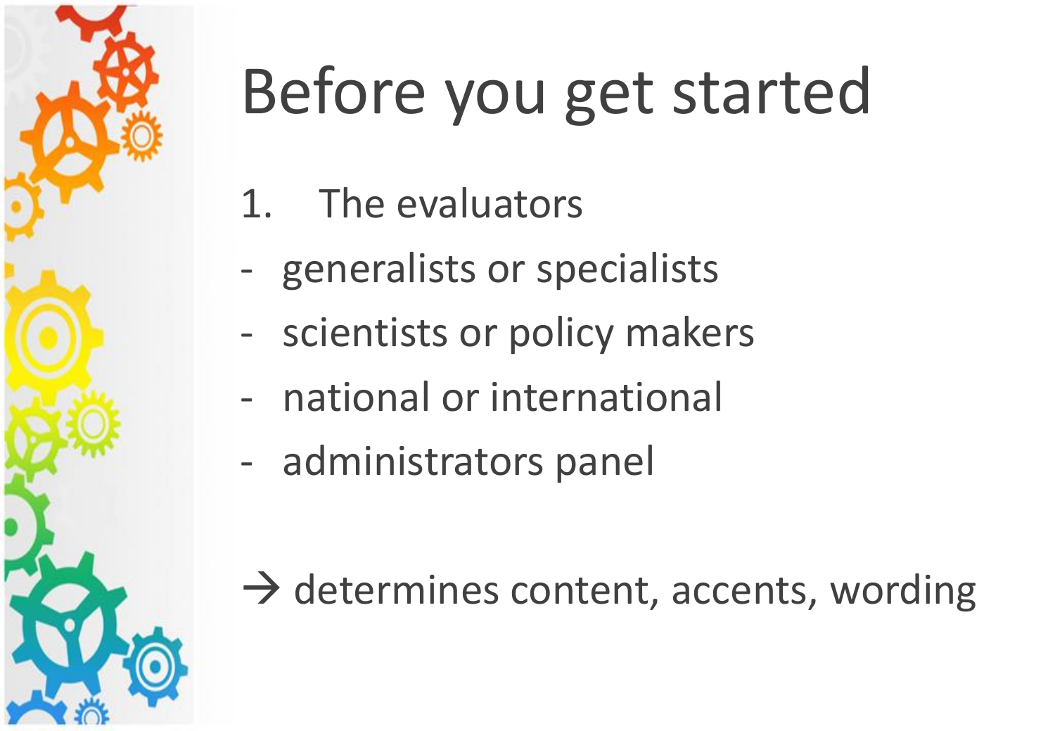# Before you get started

1. The evaluators

- generalists or specialists
- scientists or policy makers
- national or international
- administrators panel

→ determines content, accents, wording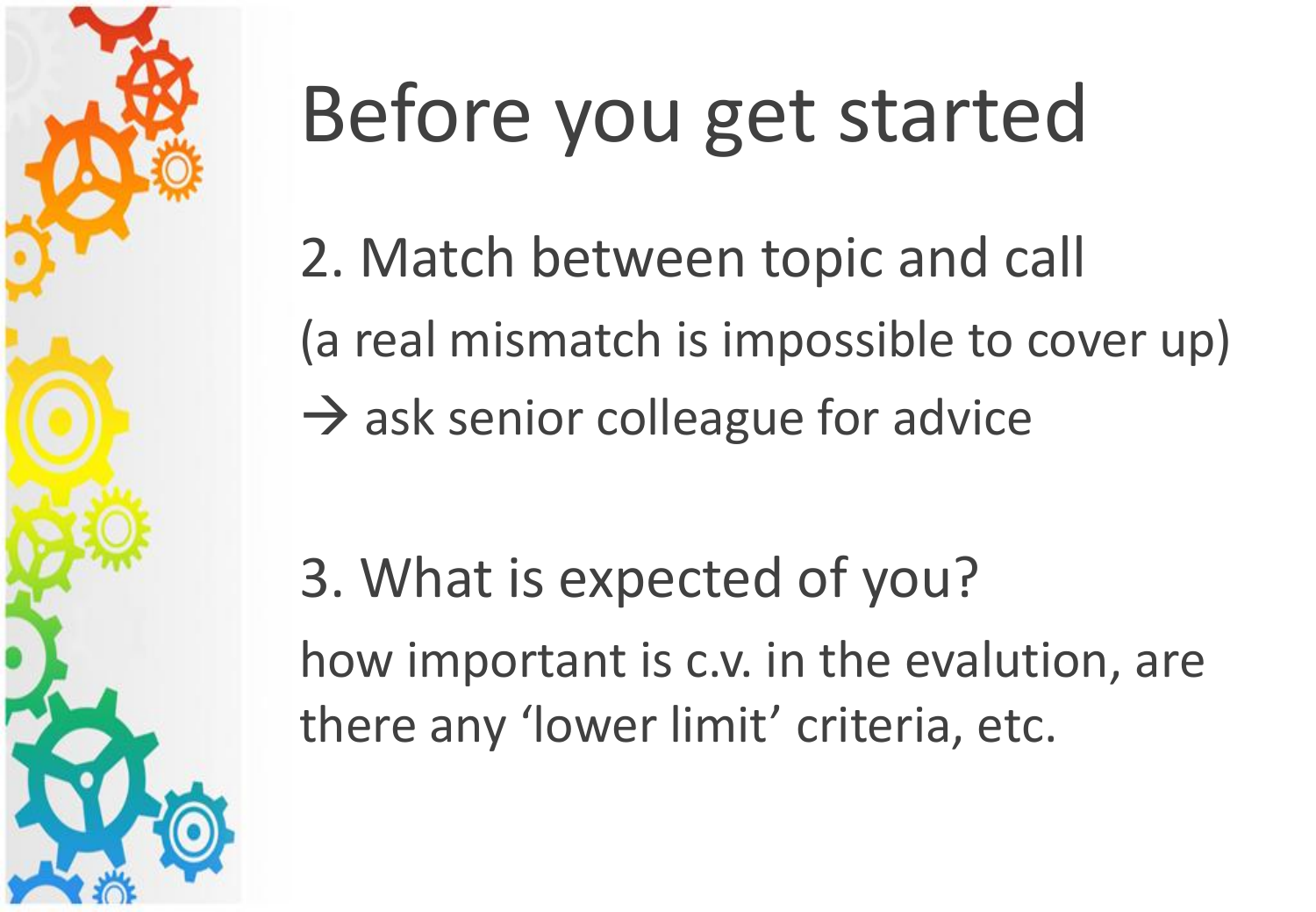# Before you get started

2. Match between topic and call

(a real mismatch is impossible to cover up)

→ ask senior colleague for advice

3. What is expected of you?

how important is c.v. in the evalution, are there any 'lower limit' criteria, etc.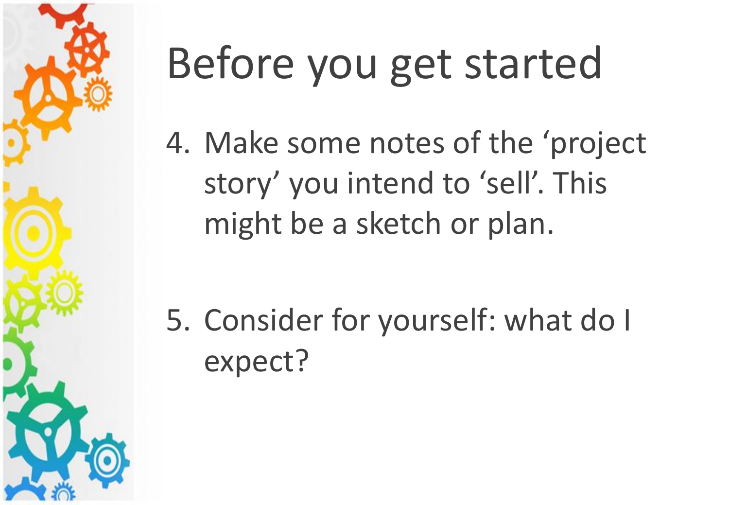# Before you get started

4. Make some notes of the 'project story' you intend to 'sell'. This might be a sketch or plan.

5. Consider for yourself: what do I expect?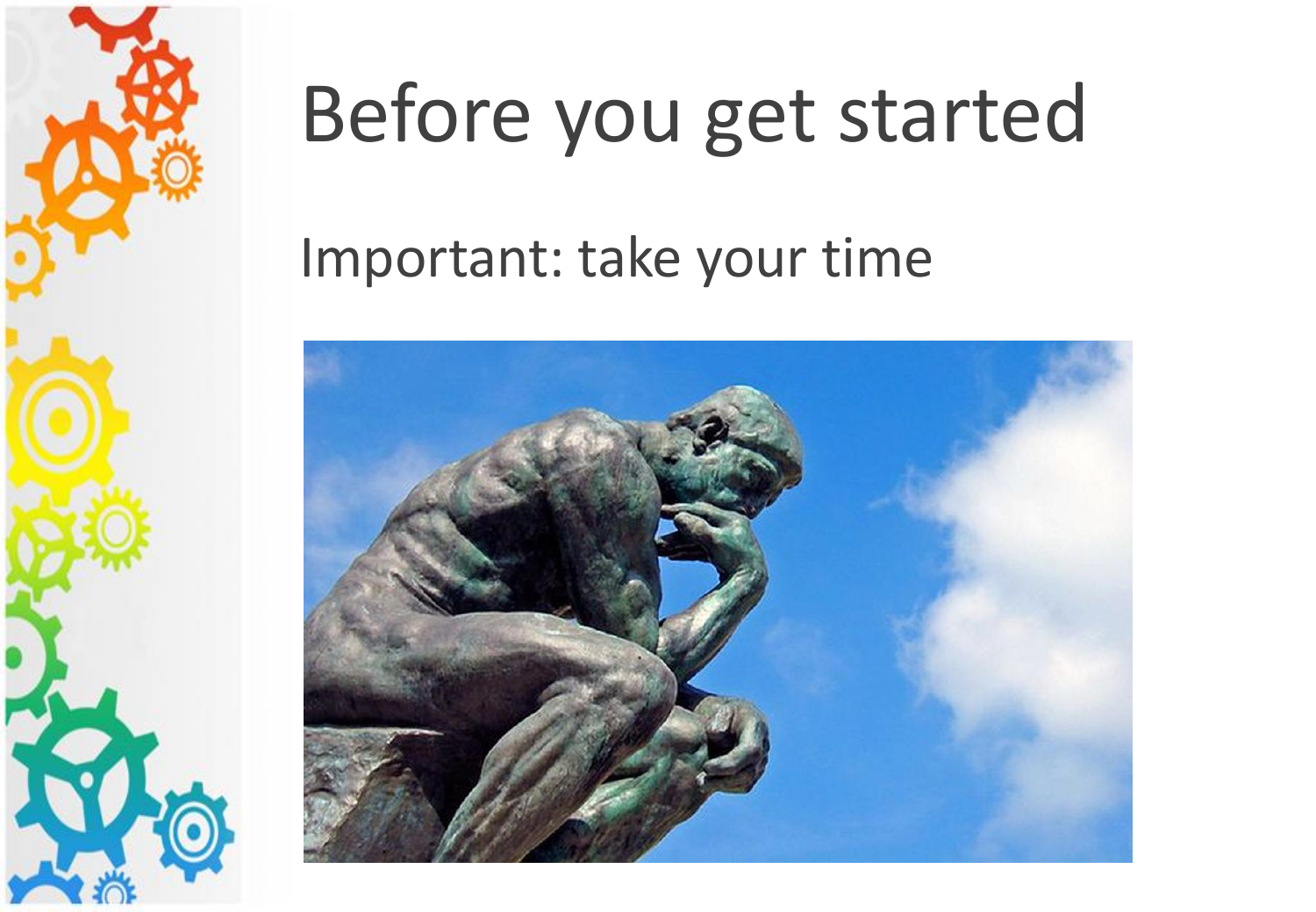# Before you get started

Important: take your time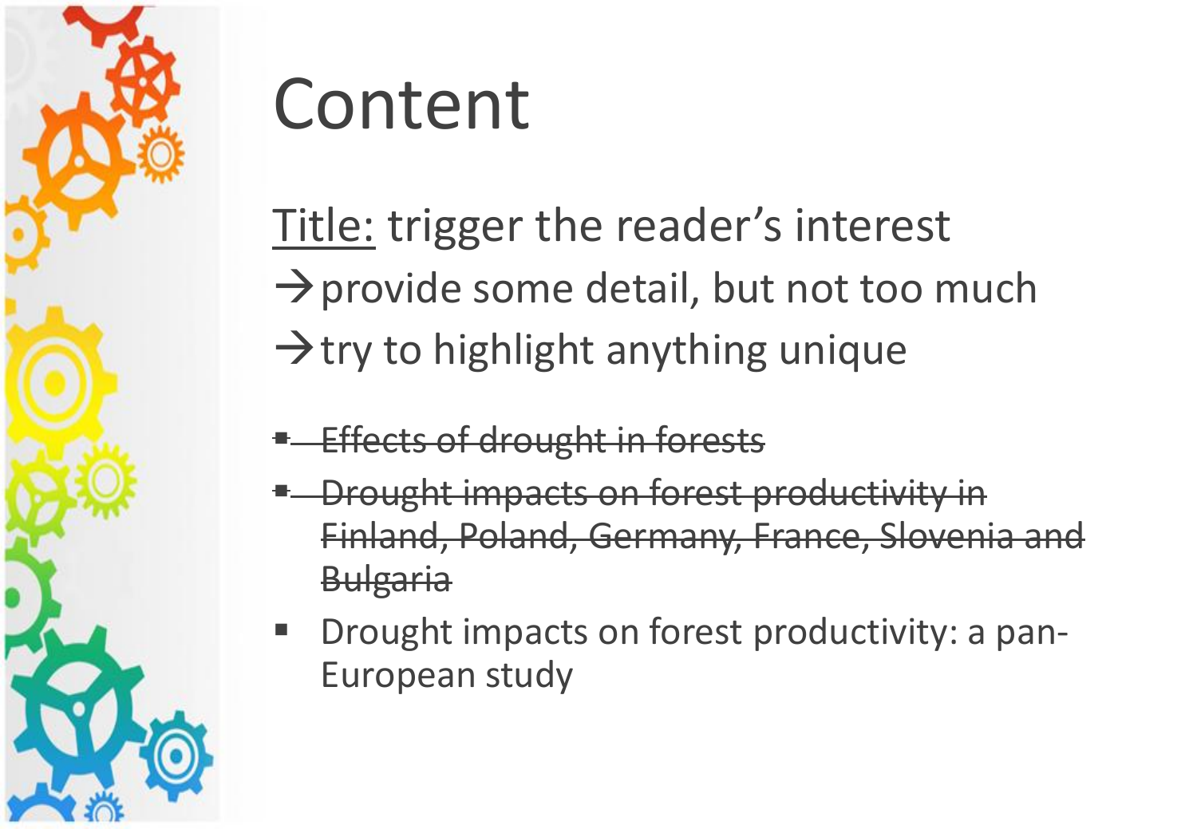# Content

<u>Title:</u> trigger the reader's interest

→ provide some detail, but not too much

→ try to highlight anything unique

- ~~Effects of drought in forests~~
- ~~Drought impacts on forest productivity in Finland, Poland, Germany, France, Slovenia and Bulgaria~~
- Drought impacts on forest productivity: a pan-European study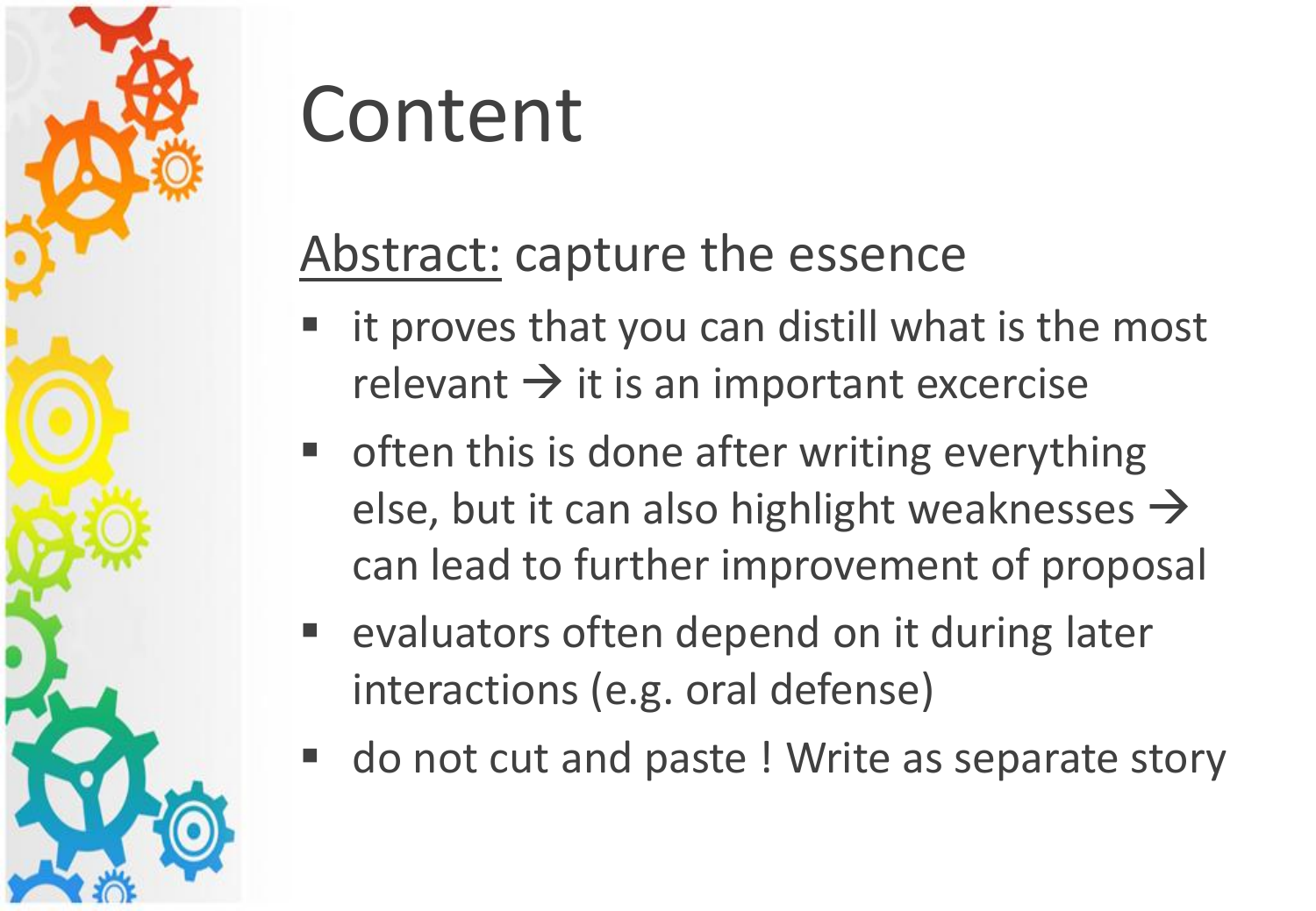# Content

<u>Abstract:</u> capture the essence

- it proves that you can distill what is the most relevant → it is an important excercise
- often this is done after writing everything else, but it can also highlight weaknesses → can lead to further improvement of proposal
- evaluators often depend on it during later interactions (e.g. oral defense)
- do not cut and paste ! Write as separate story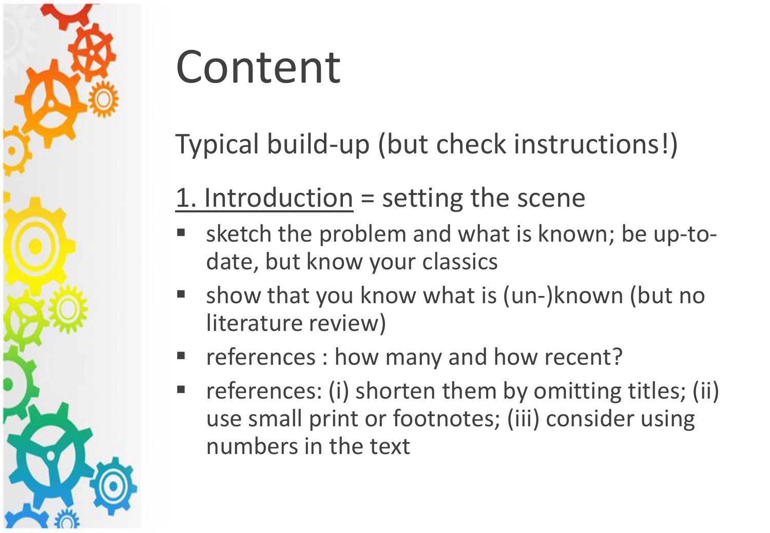# Content

Typical build-up (but check instructions!)

<u>1. Introduction</u> = setting the scene

- sketch the problem and what is known; be up-to-date, but know your classics
- show that you know what is (un-)known (but no literature review)
- references : how many and how recent?
- references: (i) shorten them by omitting titles; (ii) use small print or footnotes; (iii) consider using numbers in the text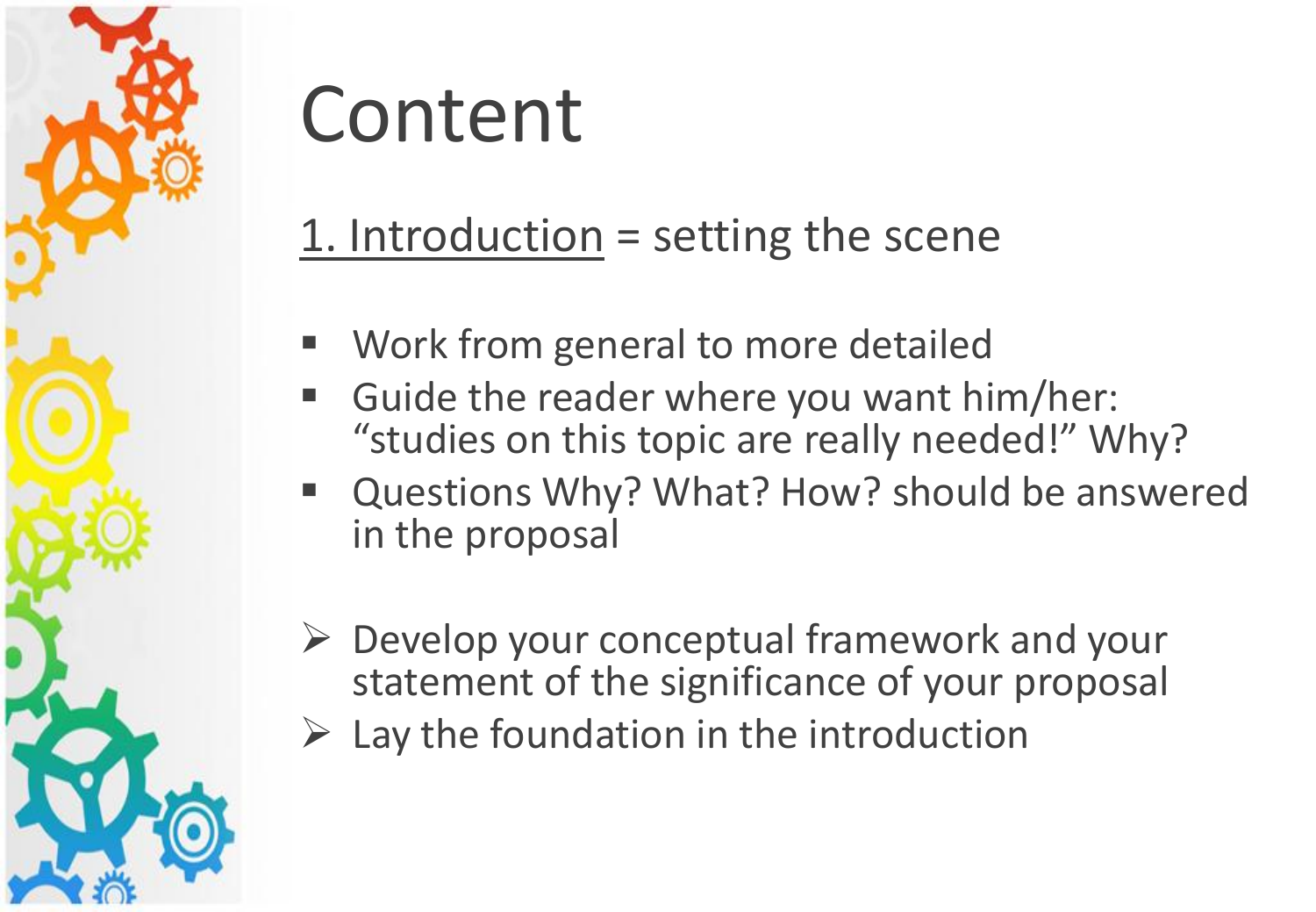# Content

<u>1. Introduction</u> = setting the scene

- Work from general to more detailed
- Guide the reader where you want him/her: "studies on this topic are really needed!" Why?
- Questions Why? What? How? should be answered in the proposal

➢ Develop your conceptual framework and your statement of the significance of your proposal
➢ Lay the foundation in the introduction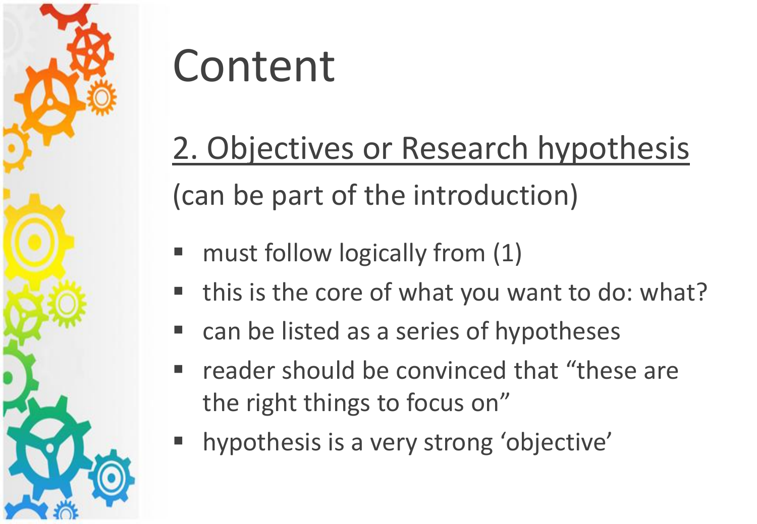# Content

## 2. Objectives or Research hypothesis

(can be part of the introduction)

- must follow logically from (1)
- this is the core of what you want to do: what?
- can be listed as a series of hypotheses
- reader should be convinced that “these are the right things to focus on”
- hypothesis is a very strong ‘objective’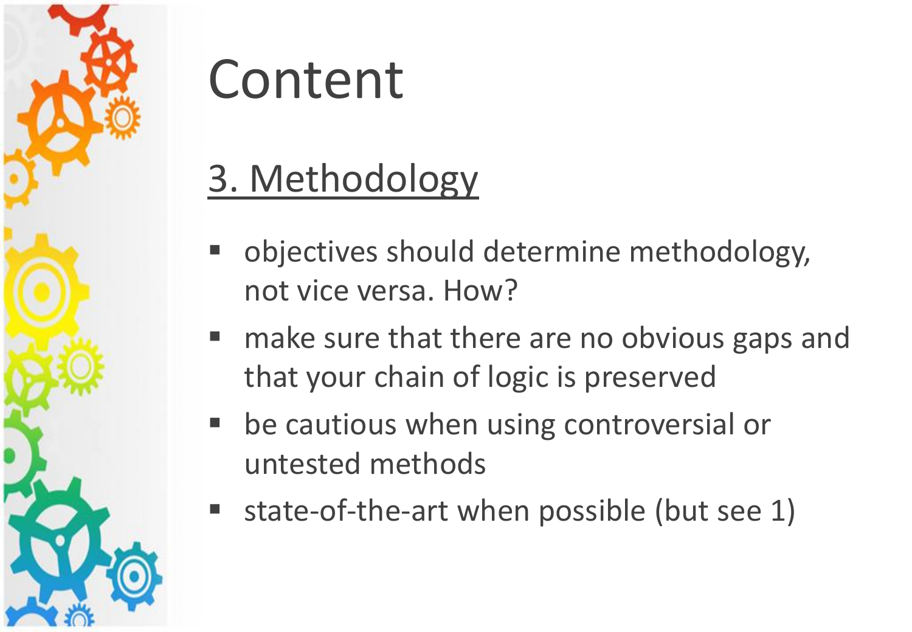# Content

## 3. Methodology

- objectives should determine methodology, not vice versa. How?
- make sure that there are no obvious gaps and that your chain of logic is preserved
- be cautious when using controversial or untested methods
- state-of-the-art when possible (but see 1)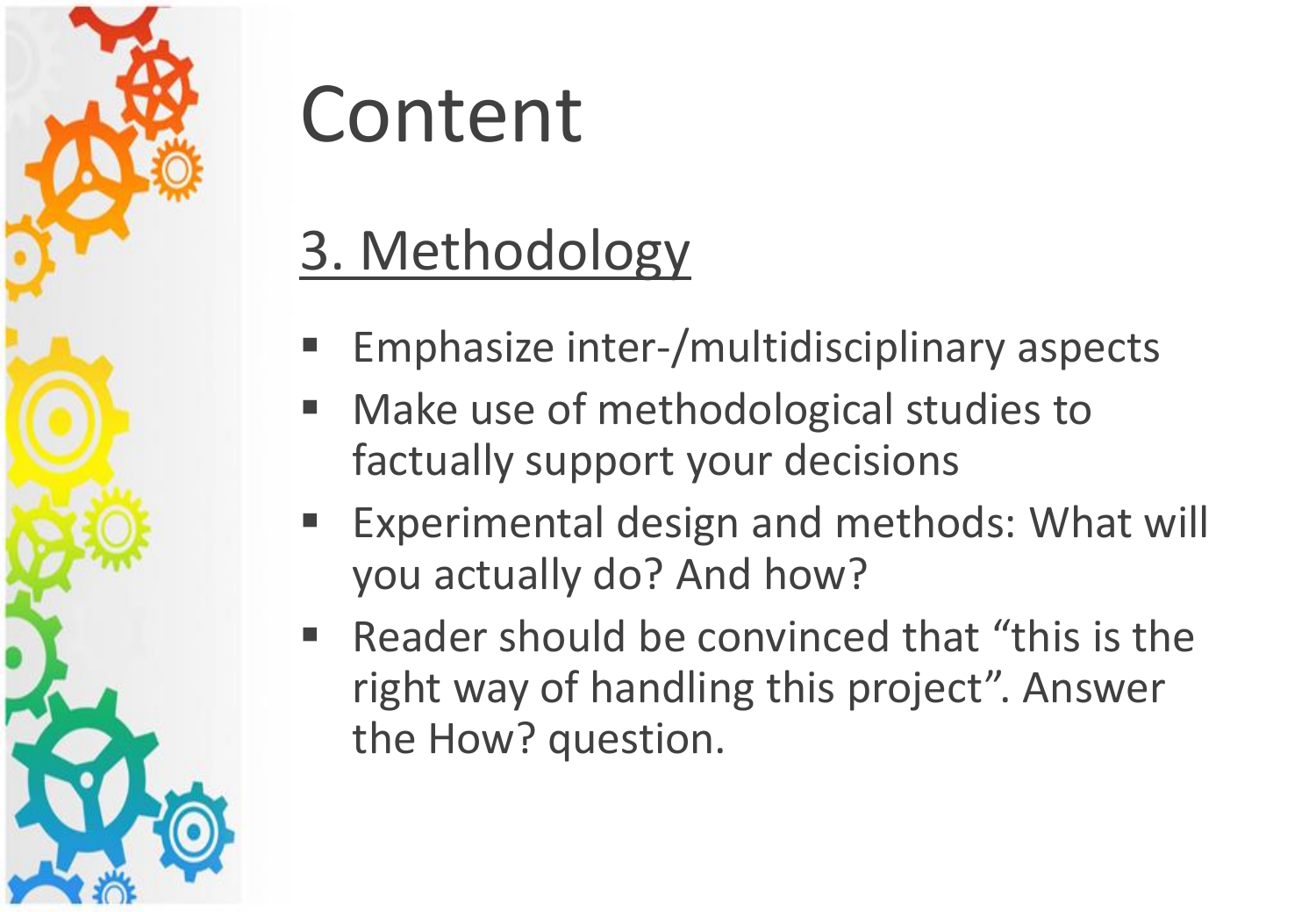# Content

## 3. Methodology

- Emphasize inter-/multidisciplinary aspects
- Make use of methodological studies to factually support your decisions
- Experimental design and methods: What will you actually do? And how?
- Reader should be convinced that “this is the right way of handling this project”. Answer the How? question.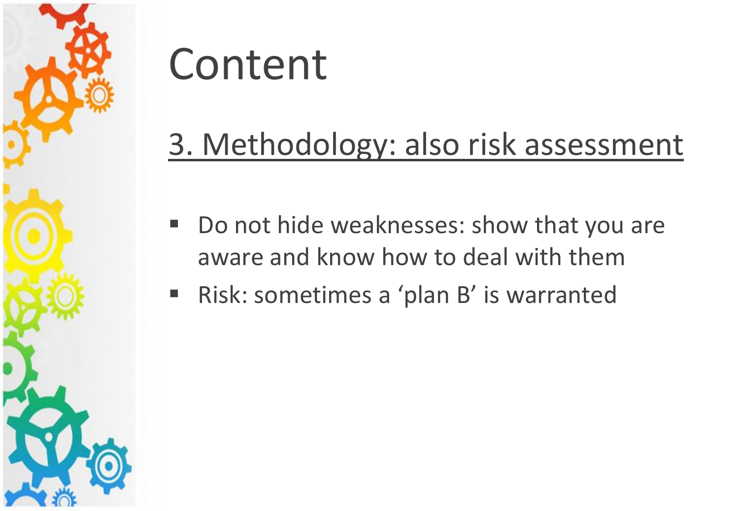# Content

## 3. Methodology: also risk assessment

- Do not hide weaknesses: show that you are aware and know how to deal with them
- Risk: sometimes a 'plan B' is warranted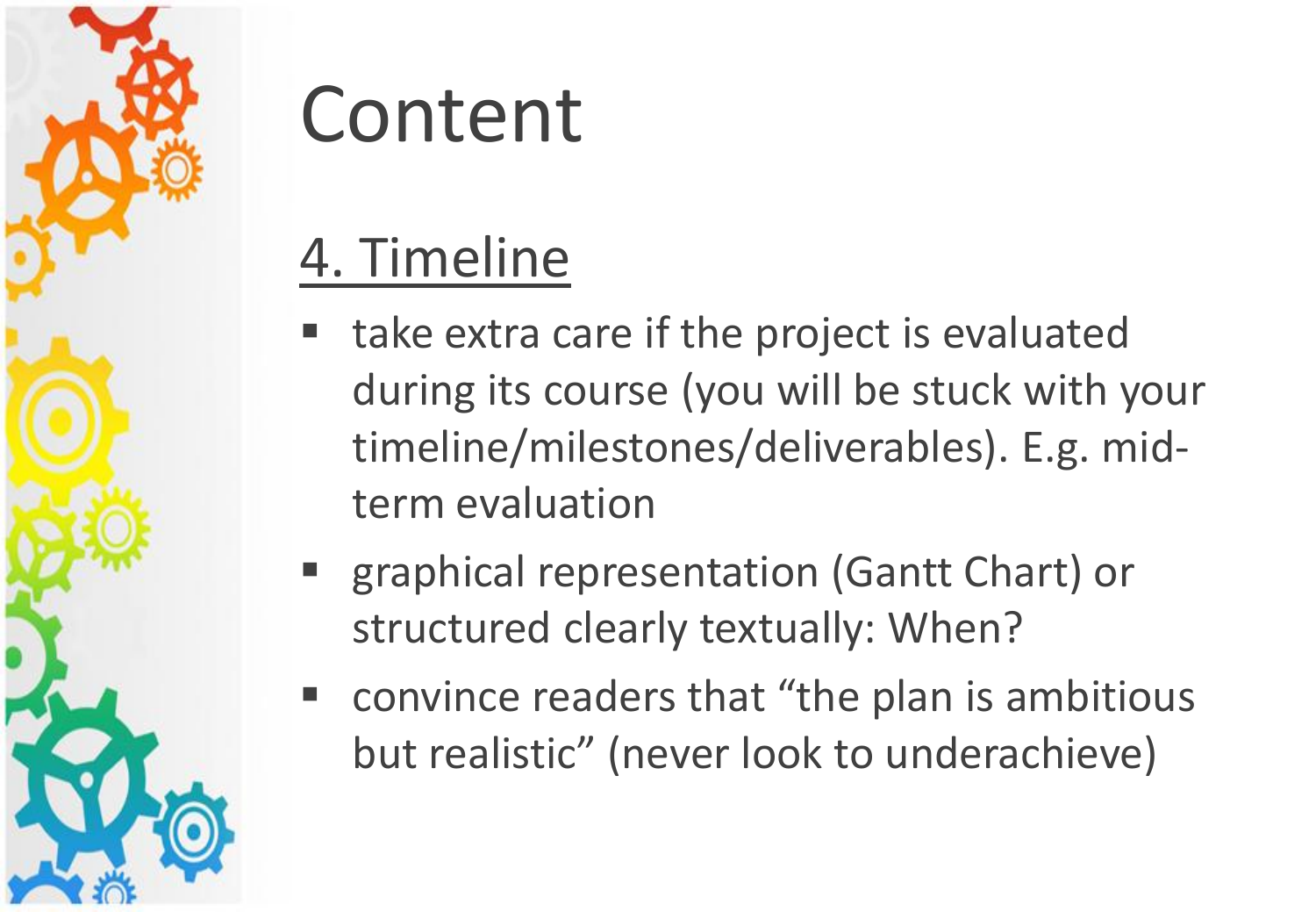# Content

## 4. Timeline

- take extra care if the project is evaluated during its course (you will be stuck with your timeline/milestones/deliverables). E.g. mid-term evaluation
- graphical representation (Gantt Chart) or structured clearly textually: When?
- convince readers that "the plan is ambitious but realistic" (never look to underachieve)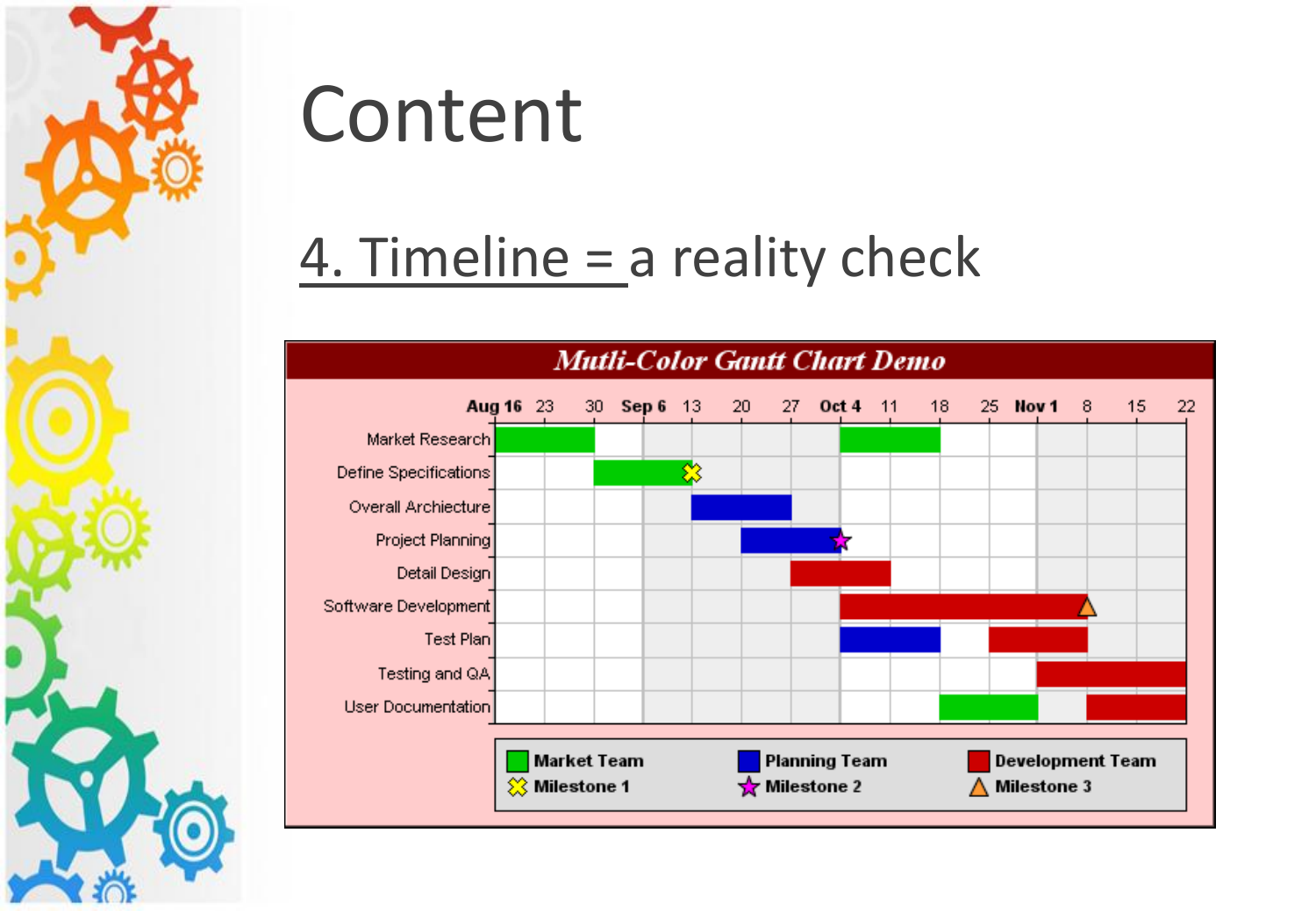# Content

## 4. Timeline = a reality check

**Mutli-Color Gantt Chart Demo**

| Task | Aug 16 | 23 | 30 | Sep 6 | 13 | 20 | 27 | Oct 4 | 11 | 18 | 25 | Nov 1 | 8 | 15 | 22 |
|---|---|---|---|---|---|---|---|---|---|---|---|---|---|---|---|
| Market Research | | | | | | | | | | | | | | | |
| Define Specifications | | | | | | | | | | | | | | | |
| Overall Archiecture | | | | | | | | | | | | | | | |
| Project Planning | | | | | | | | | | | | | | | |
| Detail Design | | | | | | | | | | | | | | | |
| Software Development | | | | | | | | | | | | | | | |
| Test Plan | | | | | | | | | | | | | | | |
| Testing and QA | | | | | | | | | | | | | | | |
| User Documentation | | | | | | | | | | | | | | | |

Market Team · Planning Team · Development Team
Milestone 1 · Milestone 2 · Milestone 3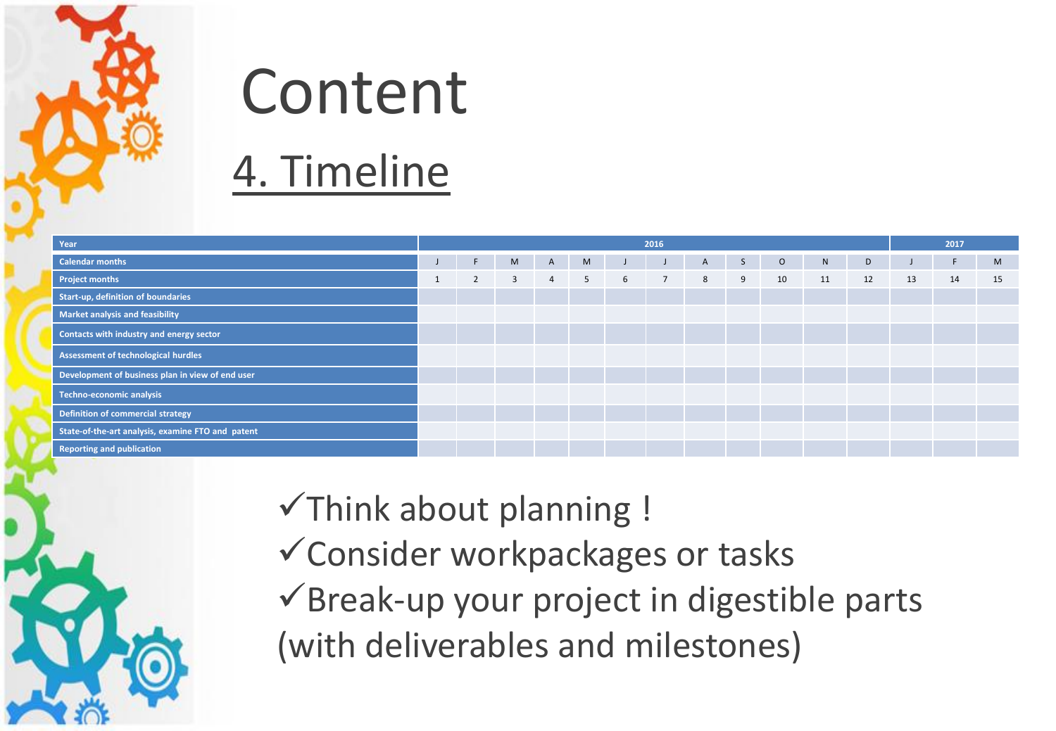# Content

## 4. Timeline

| Year | 2016 | | | | | | | | | | | | 2017 | | |
|---|---|---|---|---|---|---|---|---|---|---|---|---|---|---|---|
| Calendar months | J | F | M | A | M | J | J | A | S | O | N | D | J | F | M |
| Project months | 1 | 2 | 3 | 4 | 5 | 6 | 7 | 8 | 9 | 10 | 11 | 12 | 13 | 14 | 15 |
| Start-up, definition of boundaries | | | | | | | | | | | | | | | |
| Market analysis and feasibility | | | | | | | | | | | | | | | |
| Contacts with industry and energy sector | | | | | | | | | | | | | | | |
| Assessment of technological hurdles | | | | | | | | | | | | | | | |
| Development of business plan in view of end user | | | | | | | | | | | | | | | |
| Techno-economic analysis | | | | | | | | | | | | | | | |
| Definition of commercial strategy | | | | | | | | | | | | | | | |
| State-of-the-art analysis, examine FTO and patent | | | | | | | | | | | | | | | |
| Reporting and publication | | | | | | | | | | | | | | | |

✓Think about planning !
✓Consider workpackages or tasks
✓Break-up your project in digestible parts (with deliverables and milestones)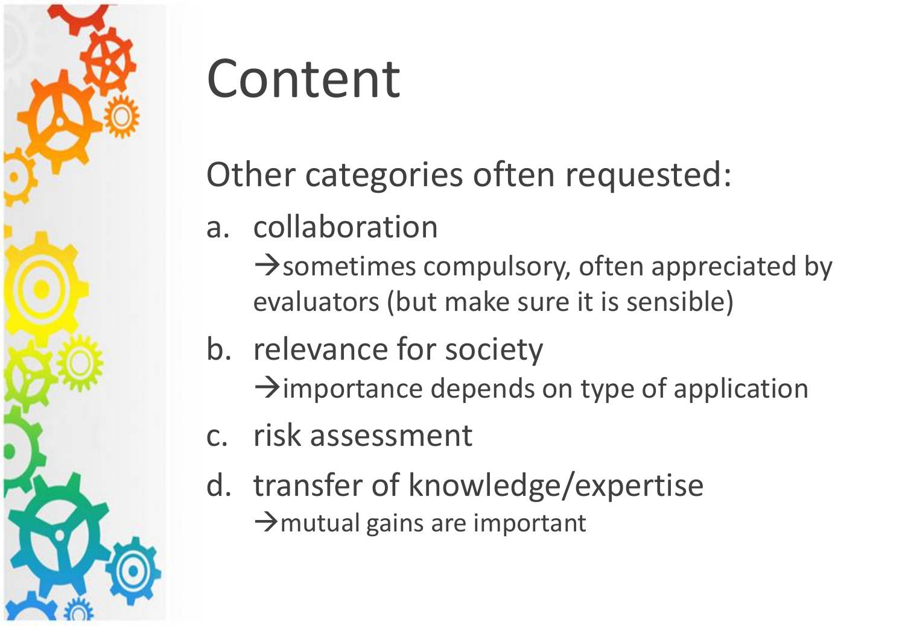# Content

Other categories often requested:

a. collaboration
   →sometimes compulsory, often appreciated by evaluators (but make sure it is sensible)
b. relevance for society
   →importance depends on type of application
c. risk assessment
d. transfer of knowledge/expertise
   →mutual gains are important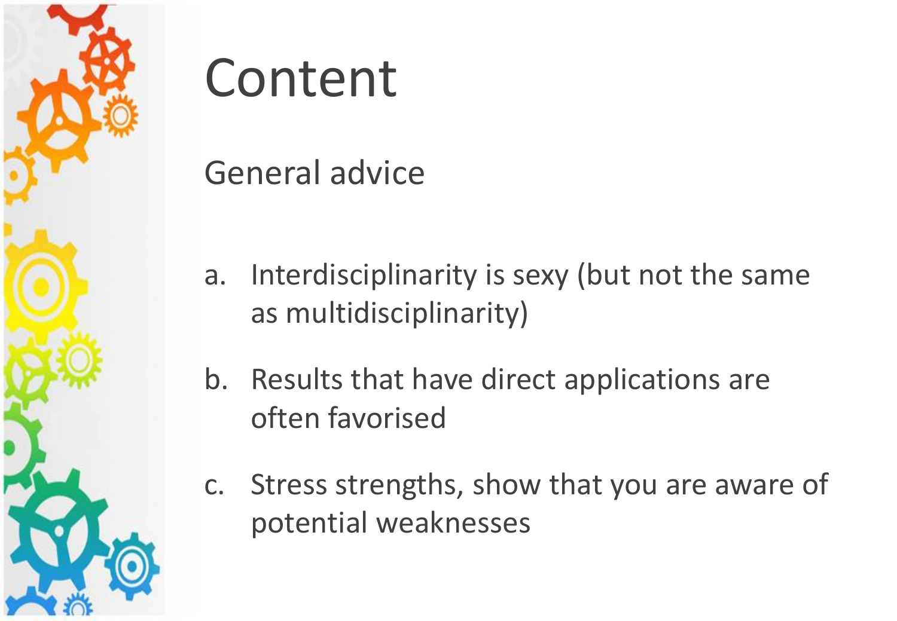# Content

## General advice

a. Interdisciplinarity is sexy (but not the same as multidisciplinarity)

b. Results that have direct applications are often favorised

c. Stress strengths, show that you are aware of potential weaknesses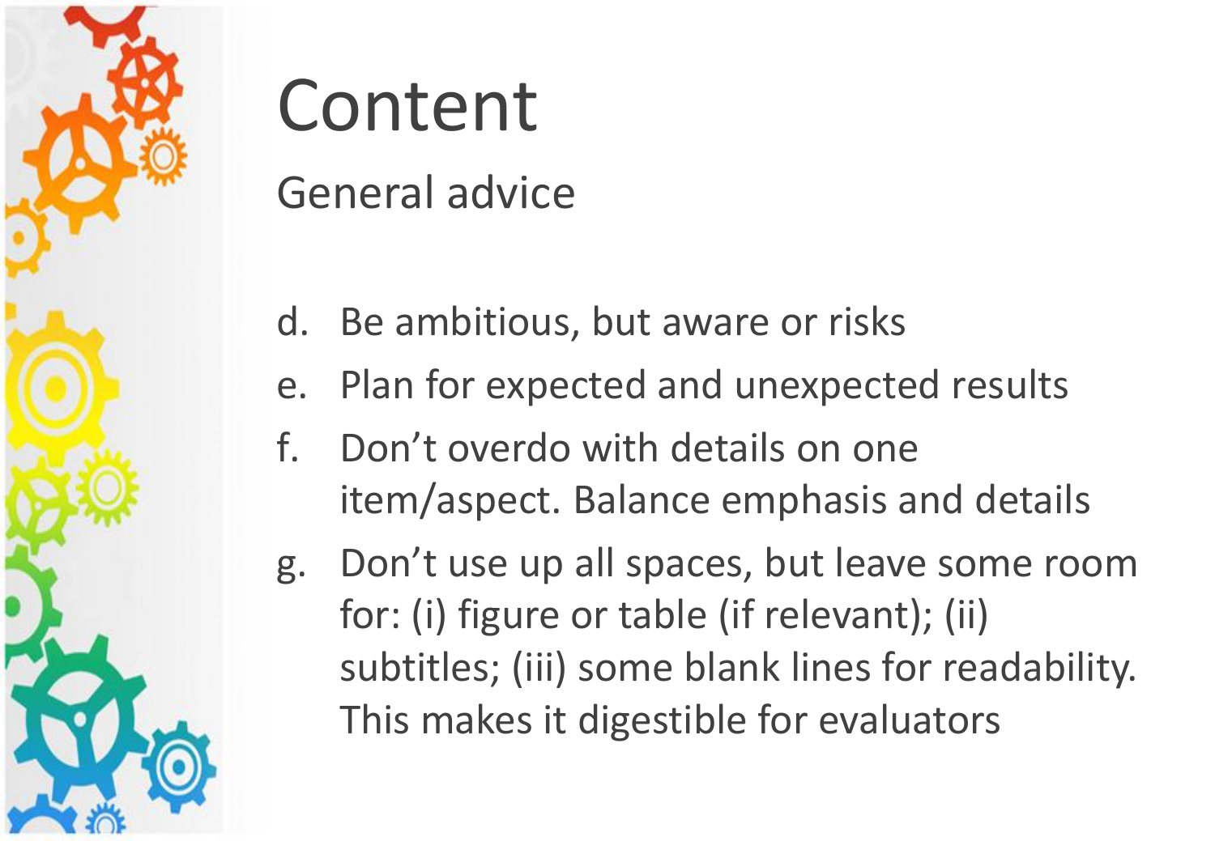# Content

## General advice

d. Be ambitious, but aware or risks

e. Plan for expected and unexpected results

f. Don’t overdo with details on one item/aspect. Balance emphasis and details

g. Don’t use up all spaces, but leave some room for: (i) figure or table (if relevant); (ii) subtitles; (iii) some blank lines for readability. This makes it digestible for evaluators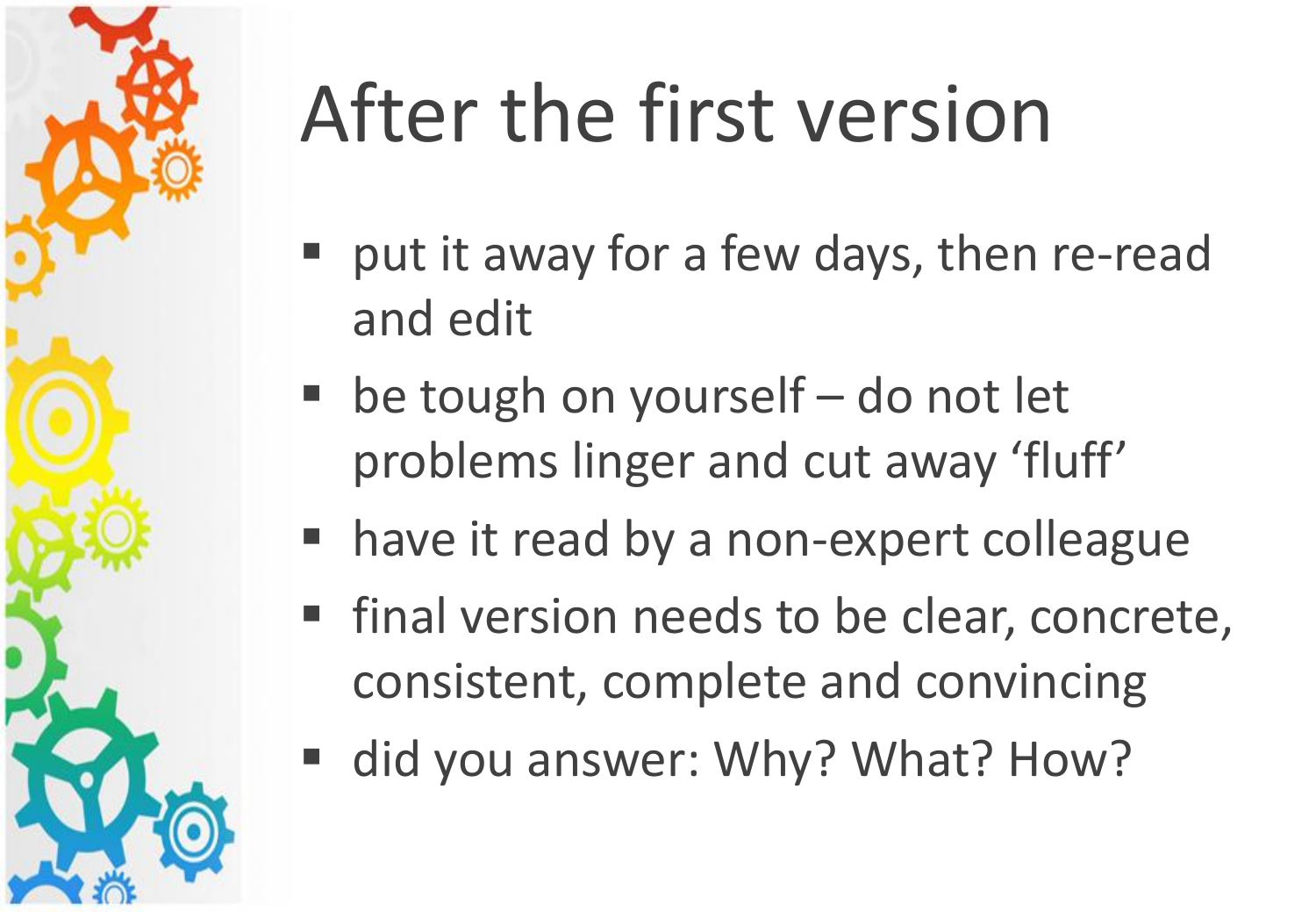# After the first version

- put it away for a few days, then re-read and edit
- be tough on yourself – do not let problems linger and cut away ‘fluff’
- have it read by a non-expert colleague
- final version needs to be clear, concrete, consistent, complete and convincing
- did you answer: Why? What? How?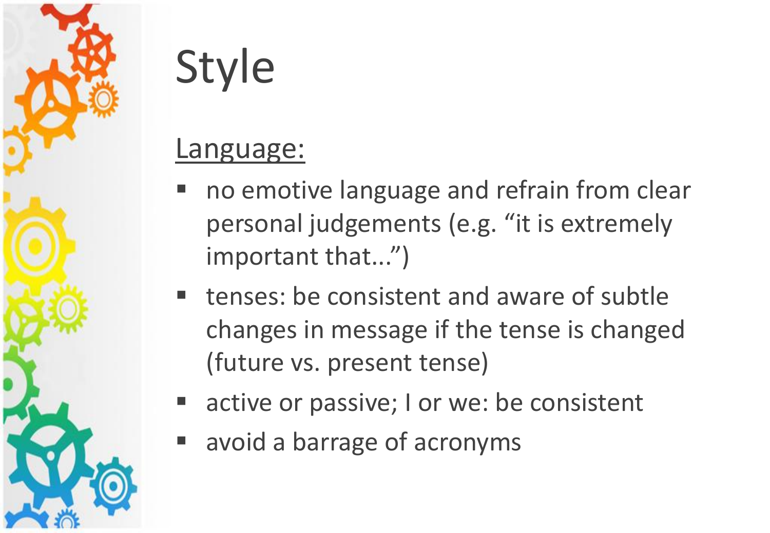# Style

<u>Language:</u>

- no emotive language and refrain from clear personal judgements (e.g. "it is extremely important that...")
- tenses: be consistent and aware of subtle changes in message if the tense is changed (future vs. present tense)
- active or passive; I or we: be consistent
- avoid a barrage of acronyms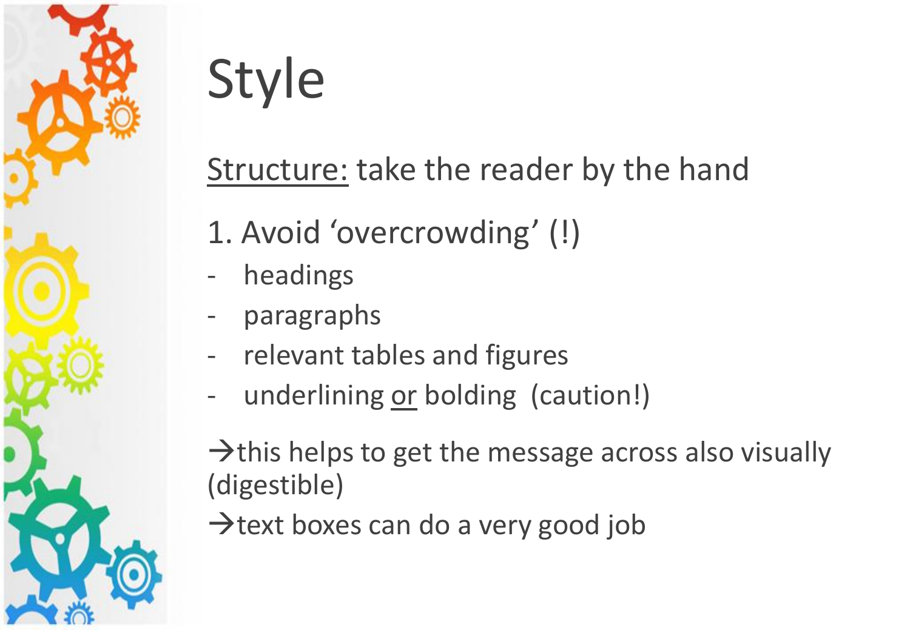# Style

<u>Structure:</u> take the reader by the hand

1. Avoid ‘overcrowding’ (!)

- headings
- paragraphs
- relevant tables and figures
- underlining <u>or</u> bolding (caution!)

→this helps to get the message across also visually (digestible)

→text boxes can do a very good job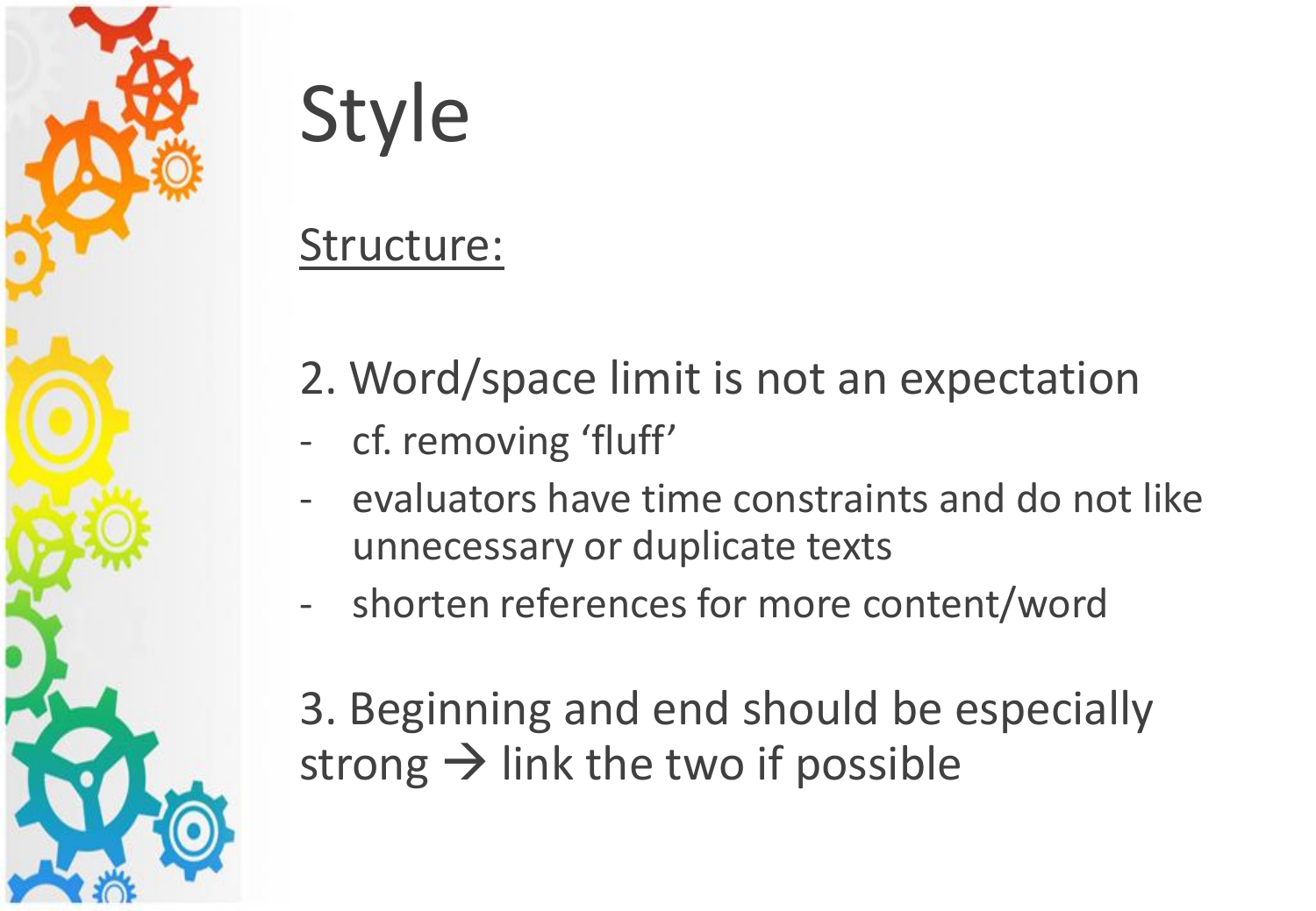# Style

<u>Structure:</u>

2. Word/space limit is not an expectation
   - cf. removing 'fluff'
   - evaluators have time constraints and do not like unnecessary or duplicate texts
   - shorten references for more content/word

3. Beginning and end should be especially strong → link the two if possible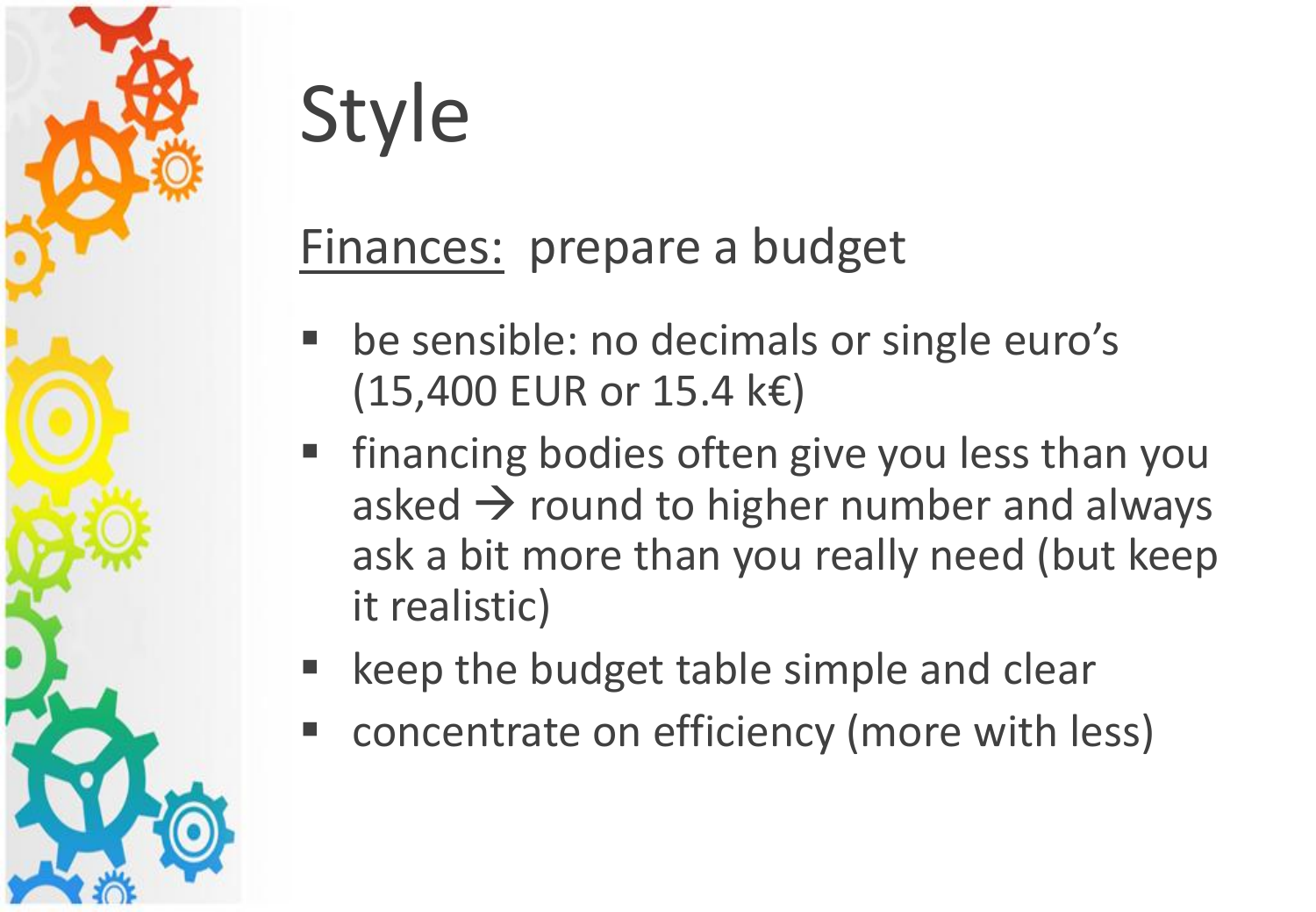# Style

<u>Finances:</u> prepare a budget

- be sensible: no decimals or single euro’s (15,400 EUR or 15.4 k€)
- financing bodies often give you less than you asked → round to higher number and always ask a bit more than you really need (but keep it realistic)
- keep the budget table simple and clear
- concentrate on efficiency (more with less)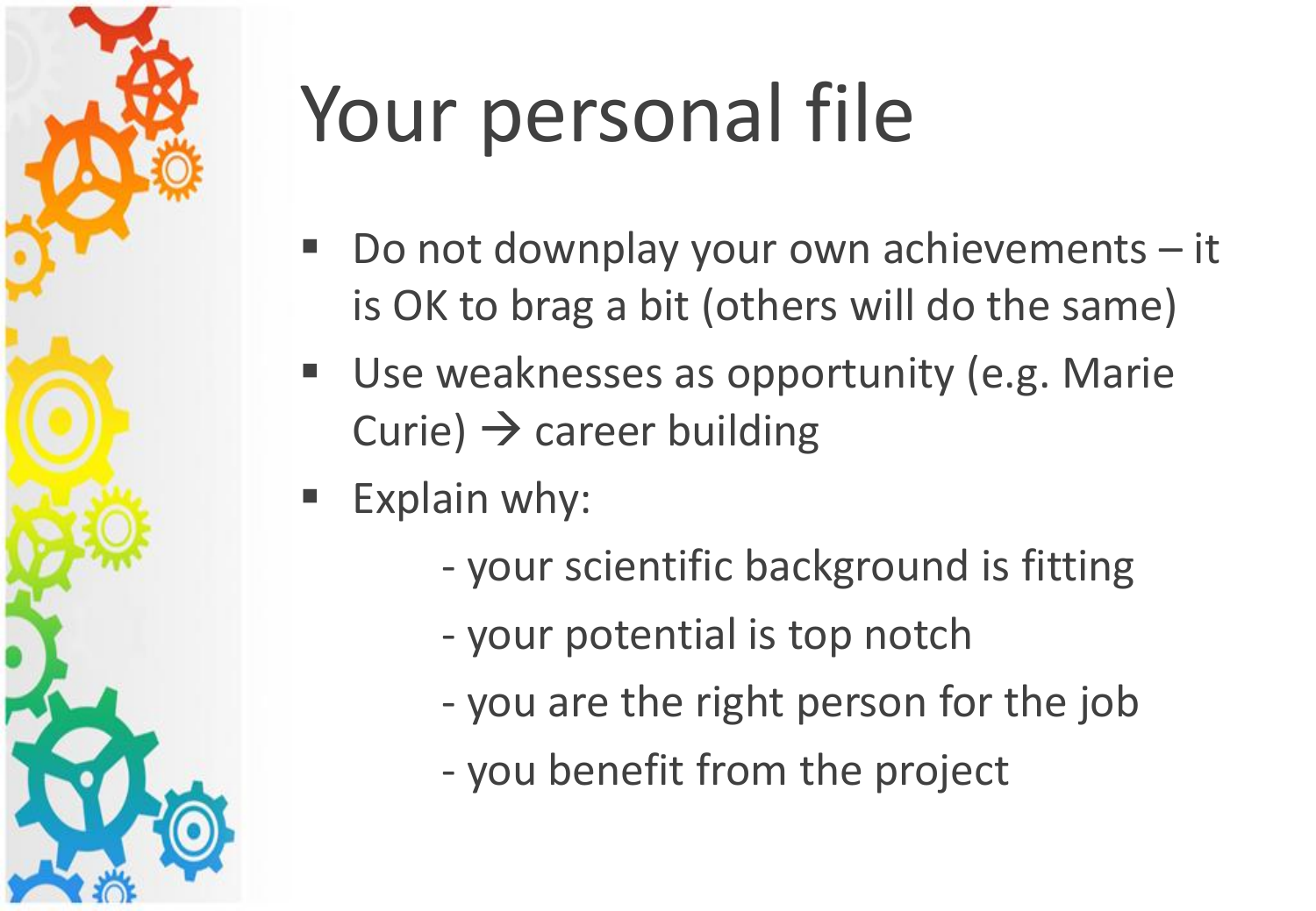# Your personal file

- Do not downplay your own achievements – it is OK to brag a bit (others will do the same)
- Use weaknesses as opportunity (e.g. Marie Curie) → career building
- Explain why:
  - your scientific background is fitting
  - your potential is top notch
  - you are the right person for the job
  - you benefit from the project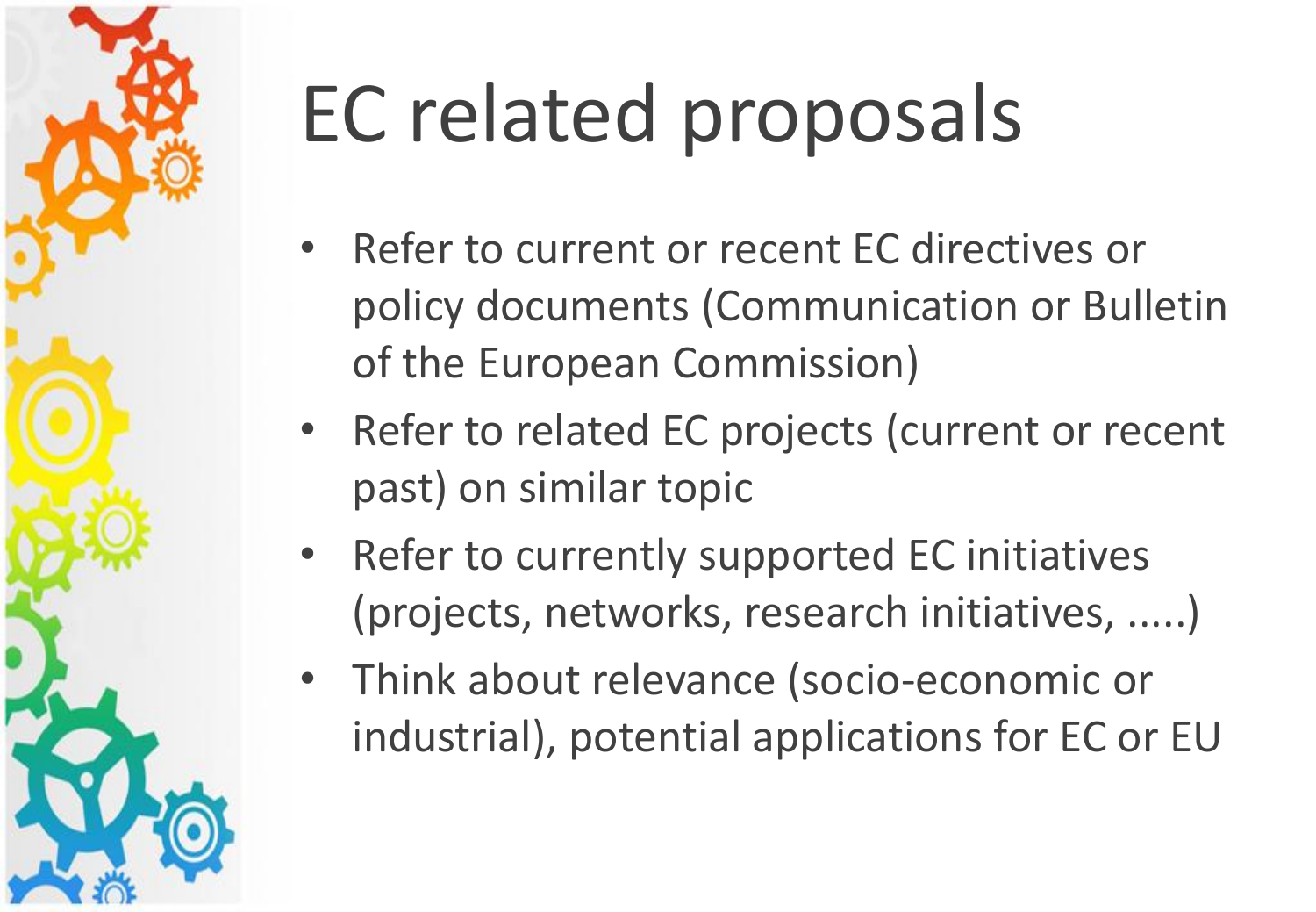# EC related proposals

- Refer to current or recent EC directives or policy documents (Communication or Bulletin of the European Commission)
- Refer to related EC projects (current or recent past) on similar topic
- Refer to currently supported EC initiatives (projects, networks, research initiatives, .....)
- Think about relevance (socio-economic or industrial), potential applications for EC or EU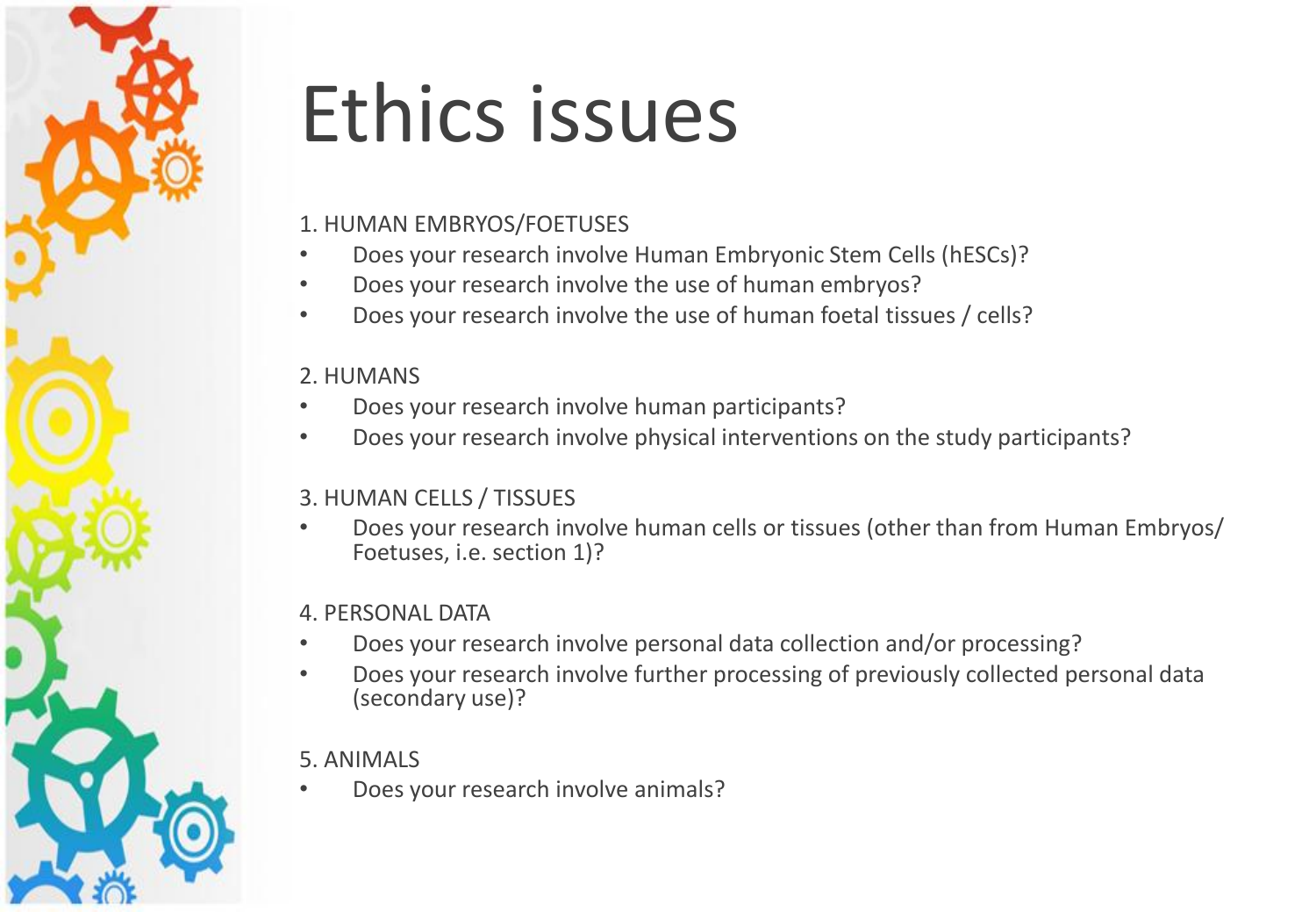# Ethics issues

1. HUMAN EMBRYOS/FOETUSES

- Does your research involve Human Embryonic Stem Cells (hESCs)?
- Does your research involve the use of human embryos?
- Does your research involve the use of human foetal tissues / cells?

2. HUMANS

- Does your research involve human participants?
- Does your research involve physical interventions on the study participants?

3. HUMAN CELLS / TISSUES

- Does your research involve human cells or tissues (other than from Human Embryos/ Foetuses, i.e. section 1)?

4. PERSONAL DATA

- Does your research involve personal data collection and/or processing?
- Does your research involve further processing of previously collected personal data (secondary use)?

5. ANIMALS

- Does your research involve animals?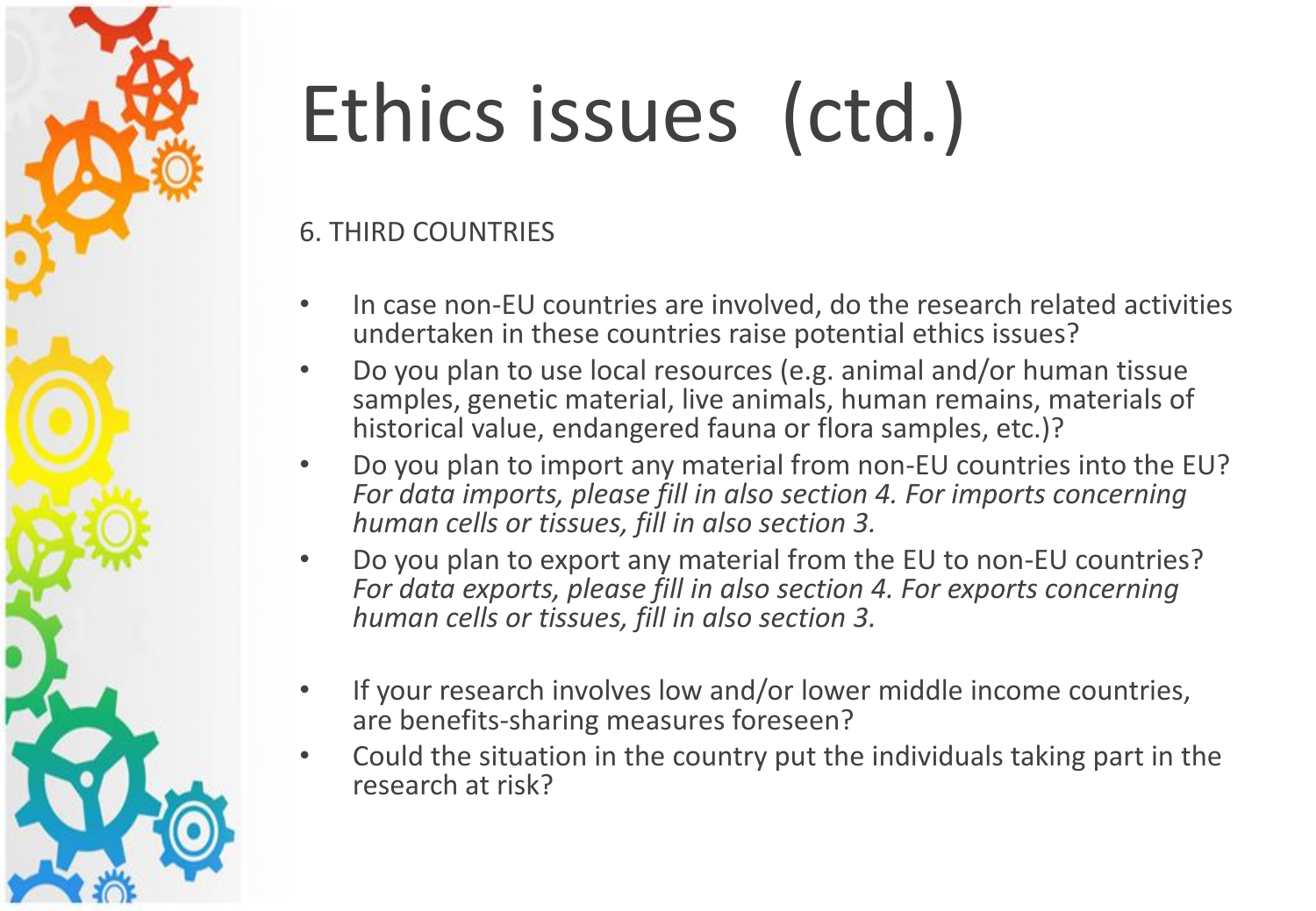# Ethics issues (ctd.)

6. THIRD COUNTRIES

- In case non-EU countries are involved, do the research related activities undertaken in these countries raise potential ethics issues?
- Do you plan to use local resources (e.g. animal and/or human tissue samples, genetic material, live animals, human remains, materials of historical value, endangered fauna or flora samples, etc.)?
- Do you plan to import any material from non-EU countries into the EU? *For data imports, please fill in also section 4. For imports concerning human cells or tissues, fill in also section 3.*
- Do you plan to export any material from the EU to non-EU countries? *For data exports, please fill in also section 4. For exports concerning human cells or tissues, fill in also section 3.*
- If your research involves low and/or lower middle income countries, are benefits-sharing measures foreseen?
- Could the situation in the country put the individuals taking part in the research at risk?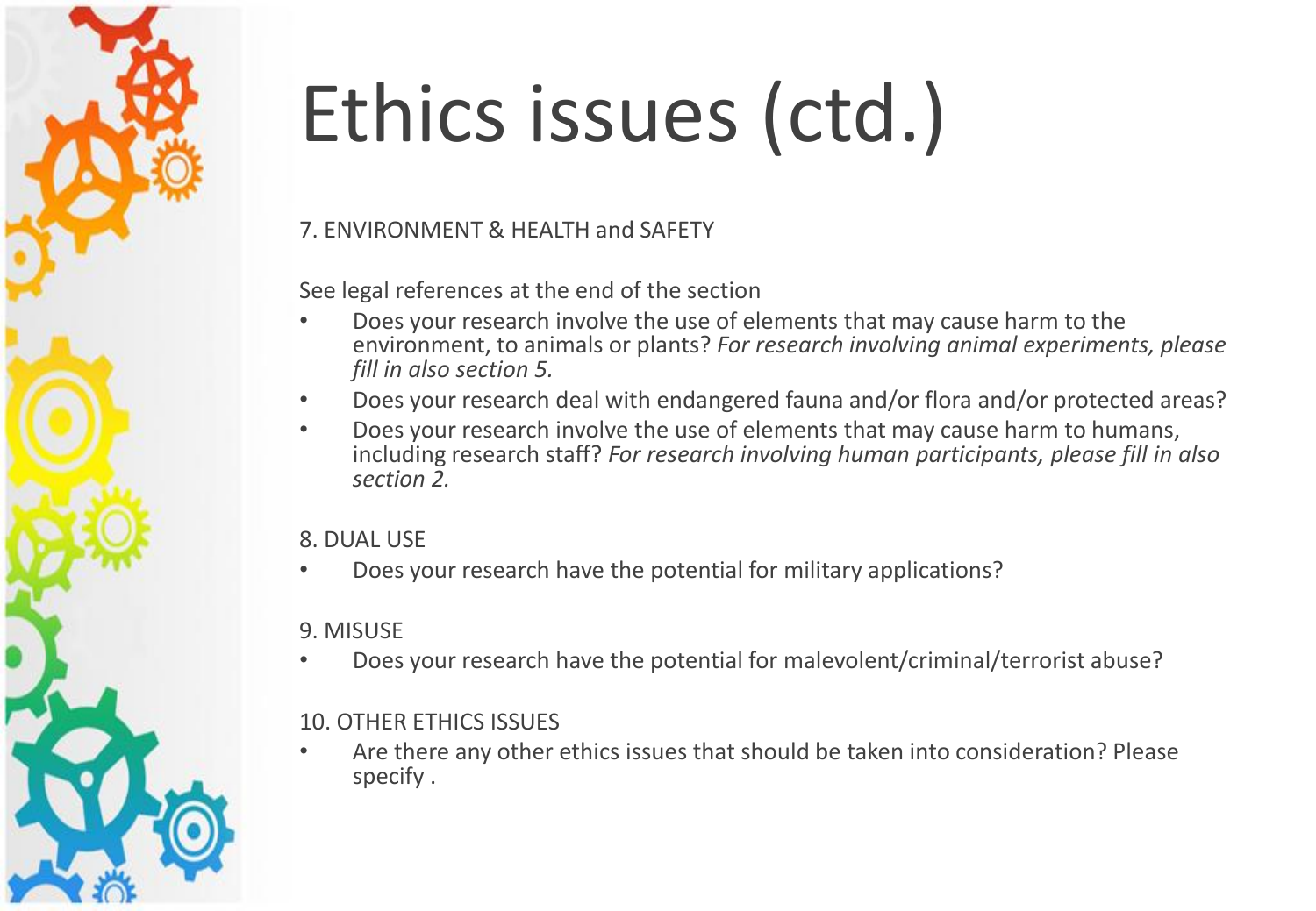# Ethics issues (ctd.)

7. ENVIRONMENT & HEALTH and SAFETY

See legal references at the end of the section

- Does your research involve the use of elements that may cause harm to the environment, to animals or plants? *For research involving animal experiments, please fill in also section 5.*
- Does your research deal with endangered fauna and/or flora and/or protected areas?
- Does your research involve the use of elements that may cause harm to humans, including research staff? *For research involving human participants, please fill in also section 2.*

8. DUAL USE

- Does your research have the potential for military applications?

9. MISUSE

- Does your research have the potential for malevolent/criminal/terrorist abuse?

10. OTHER ETHICS ISSUES

- Are there any other ethics issues that should be taken into consideration? Please specify .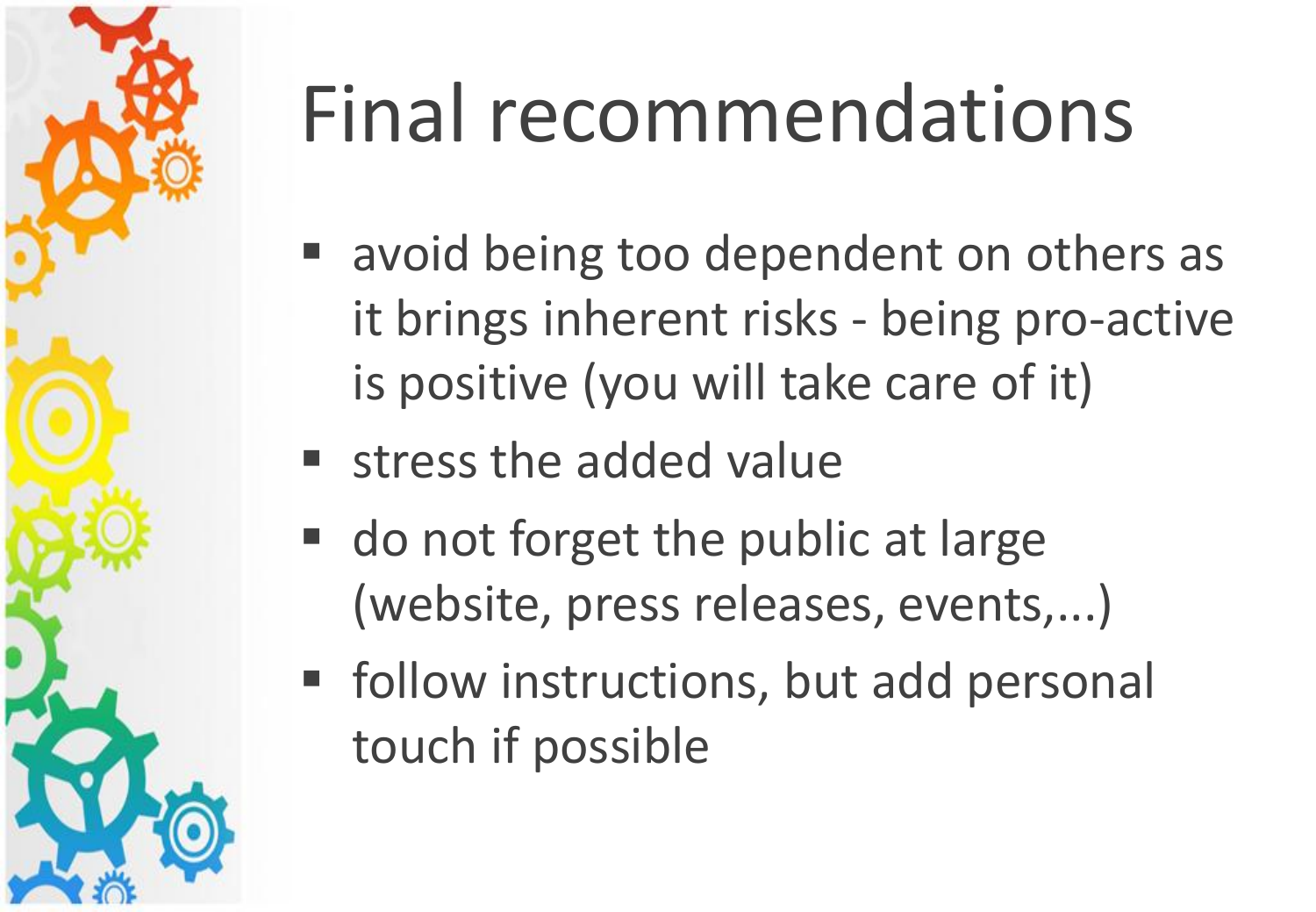# Final recommendations

- avoid being too dependent on others as it brings inherent risks - being pro-active is positive (you will take care of it)
- stress the added value
- do not forget the public at large (website, press releases, events,...)
- follow instructions, but add personal touch if possible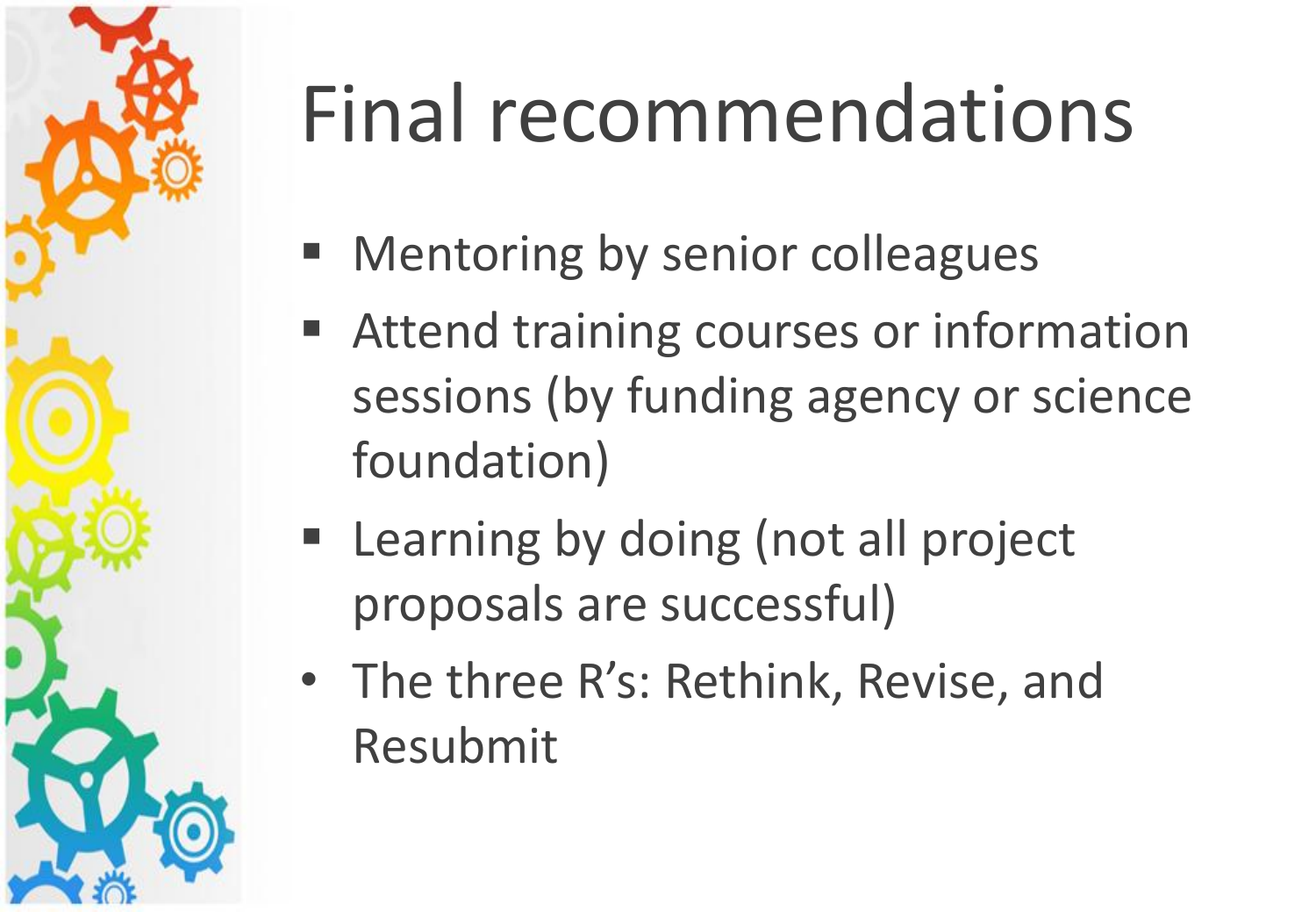# Final recommendations

- Mentoring by senior colleagues
- Attend training courses or information sessions (by funding agency or science foundation)
- Learning by doing (not all project proposals are successful)
- The three R's: Rethink, Revise, and Resubmit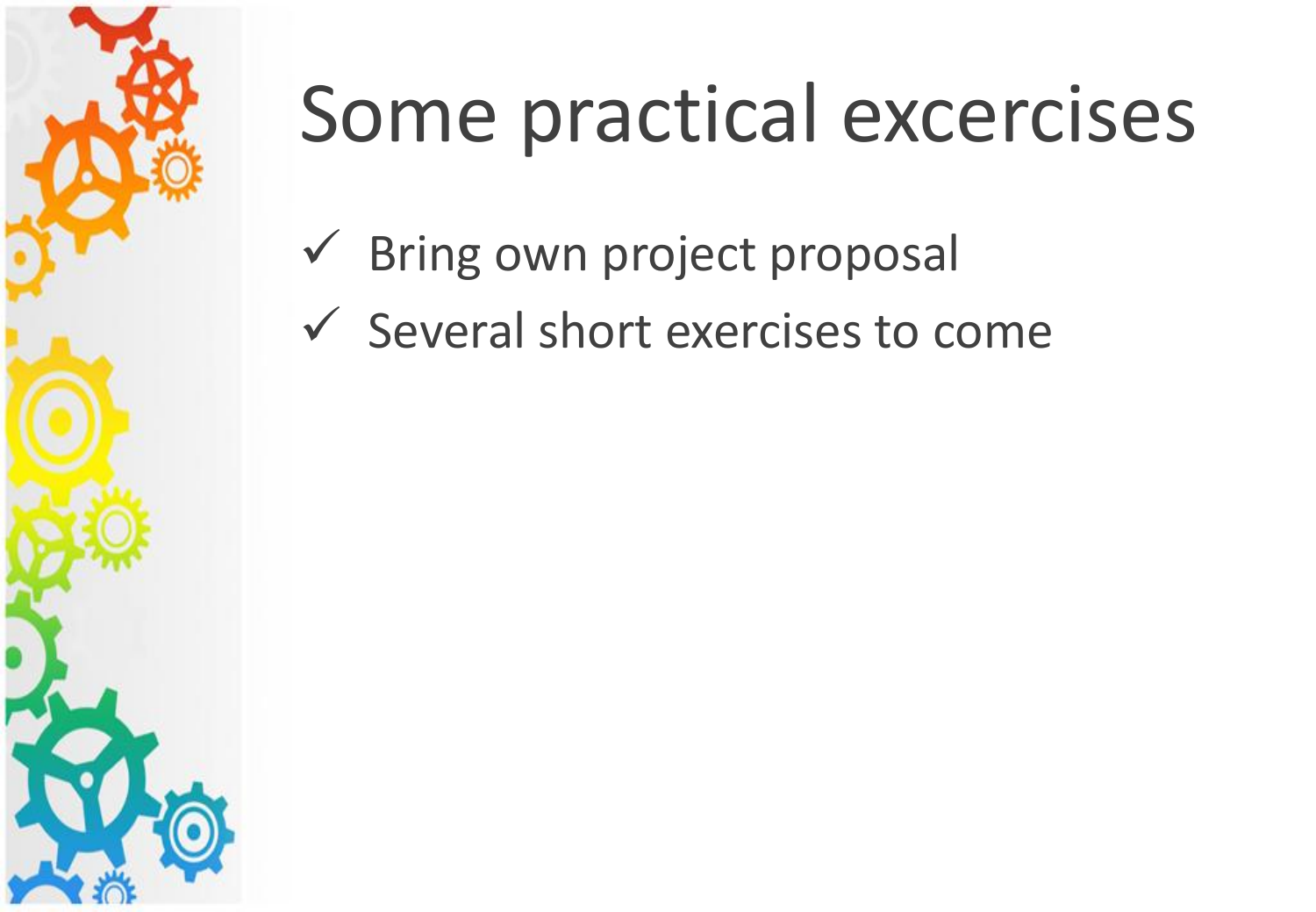# Some practical excercises

- ✓ Bring own project proposal
- ✓ Several short exercises to come